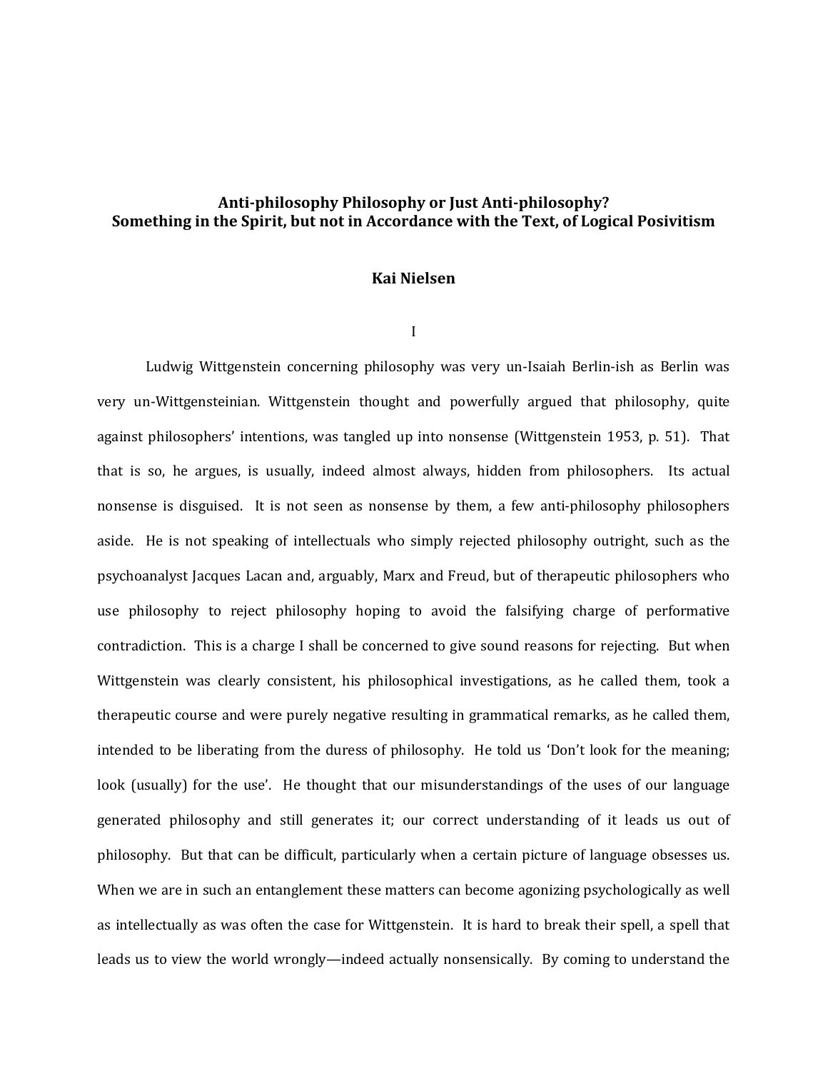# Anti-philosophy Philosophy or Just Anti-philosophy?
## Something in the Spirit, but not in Accordance with the Text, of Logical Posivitism

**Kai Nielsen**

I

Ludwig Wittgenstein concerning philosophy was very un-Isaiah Berlin-ish as Berlin was very un-Wittgensteinian. Wittgenstein thought and powerfully argued that philosophy, quite against philosophers' intentions, was tangled up into nonsense (Wittgenstein 1953, p. 51). That that is so, he argues, is usually, indeed almost always, hidden from philosophers. Its actual nonsense is disguised. It is not seen as nonsense by them, a few anti-philosophy philosophers aside. He is not speaking of intellectuals who simply rejected philosophy outright, such as the psychoanalyst Jacques Lacan and, arguably, Marx and Freud, but of therapeutic philosophers who use philosophy to reject philosophy hoping to avoid the falsifying charge of performative contradiction. This is a charge I shall be concerned to give sound reasons for rejecting. But when Wittgenstein was clearly consistent, his philosophical investigations, as he called them, took a therapeutic course and were purely negative resulting in grammatical remarks, as he called them, intended to be liberating from the duress of philosophy. He told us 'Don't look for the meaning; look (usually) for the use'. He thought that our misunderstandings of the uses of our language generated philosophy and still generates it; our correct understanding of it leads us out of philosophy. But that can be difficult, particularly when a certain picture of language obsesses us. When we are in such an entanglement these matters can become agonizing psychologically as well as intellectually as was often the case for Wittgenstein. It is hard to break their spell, a spell that leads us to view the world wrongly—indeed actually nonsensically. By coming to understand the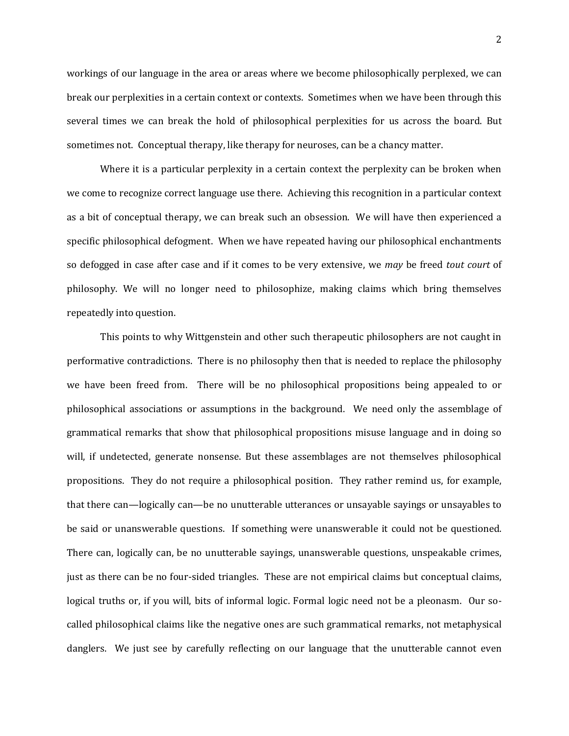workings of our language in the area or areas where we become philosophically perplexed, we can break our perplexities in a certain context or contexts. Sometimes when we have been through this several times we can break the hold of philosophical perplexities for us across the board. But sometimes not. Conceptual therapy, like therapy for neuroses, can be a chancy matter.

Where it is a particular perplexity in a certain context the perplexity can be broken when we come to recognize correct language use there. Achieving this recognition in a particular context as a bit of conceptual therapy, we can break such an obsession. We will have then experienced a specific philosophical defogment. When we have repeated having our philosophical enchantments so defogged in case after case and if it comes to be very extensive, we *may* be freed *tout court* of philosophy. We will no longer need to philosophize, making claims which bring themselves repeatedly into question.

This points to why Wittgenstein and other such therapeutic philosophers are not caught in performative contradictions. There is no philosophy then that is needed to replace the philosophy we have been freed from. There will be no philosophical propositions being appealed to or philosophical associations or assumptions in the background. We need only the assemblage of grammatical remarks that show that philosophical propositions misuse language and in doing so will, if undetected, generate nonsense. But these assemblages are not themselves philosophical propositions. They do not require a philosophical position. They rather remind us, for example, that there can—logically can—be no unutterable utterances or unsayable sayings or unsayables to be said or unanswerable questions. If something were unanswerable it could not be questioned. There can, logically can, be no unutterable sayings, unanswerable questions, unspeakable crimes, just as there can be no four-sided triangles. These are not empirical claims but conceptual claims, logical truths or, if you will, bits of informal logic. Formal logic need not be a pleonasm. Our so-called philosophical claims like the negative ones are such grammatical remarks, not metaphysical danglers. We just see by carefully reflecting on our language that the unutterable cannot even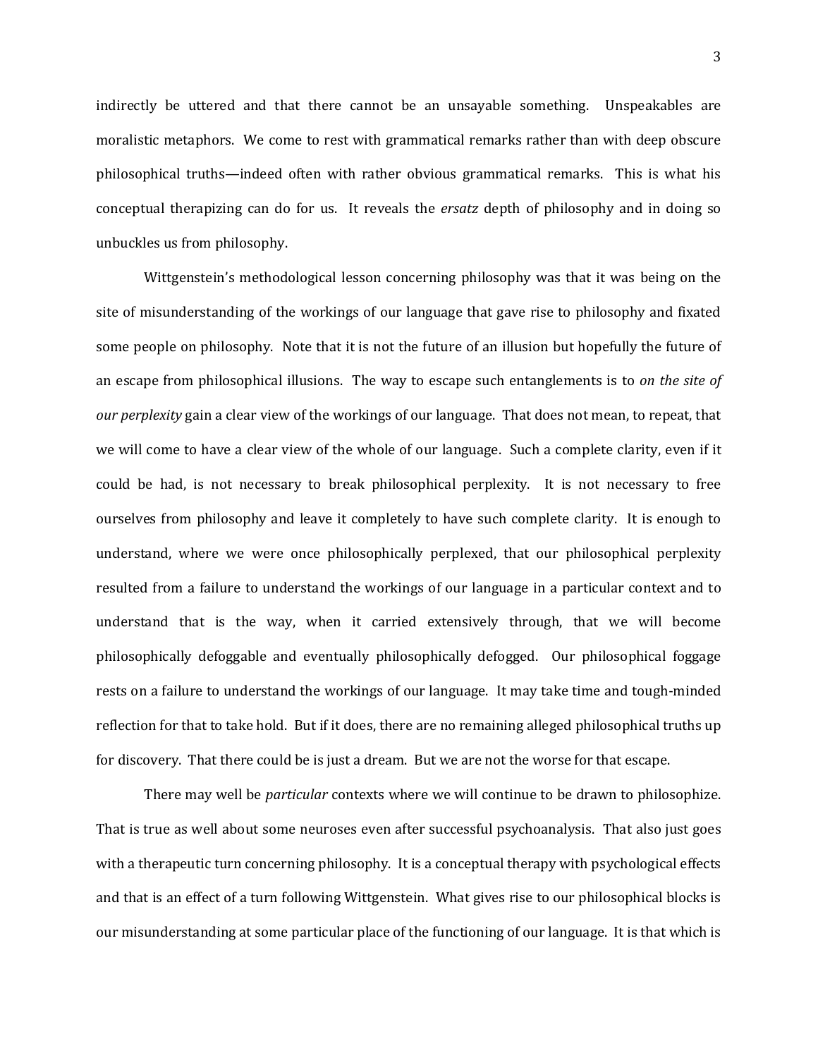indirectly be uttered and that there cannot be an unsayable something. Unspeakables are moralistic metaphors. We come to rest with grammatical remarks rather than with deep obscure philosophical truths—indeed often with rather obvious grammatical remarks. This is what his conceptual therapizing can do for us. It reveals the *ersatz* depth of philosophy and in doing so unbuckles us from philosophy.

Wittgenstein's methodological lesson concerning philosophy was that it was being on the site of misunderstanding of the workings of our language that gave rise to philosophy and fixated some people on philosophy. Note that it is not the future of an illusion but hopefully the future of an escape from philosophical illusions. The way to escape such entanglements is to *on the site of our perplexity* gain a clear view of the workings of our language. That does not mean, to repeat, that we will come to have a clear view of the whole of our language. Such a complete clarity, even if it could be had, is not necessary to break philosophical perplexity. It is not necessary to free ourselves from philosophy and leave it completely to have such complete clarity. It is enough to understand, where we were once philosophically perplexed, that our philosophical perplexity resulted from a failure to understand the workings of our language in a particular context and to understand that is the way, when it carried extensively through, that we will become philosophically defoggable and eventually philosophically defogged. Our philosophical foggage rests on a failure to understand the workings of our language. It may take time and tough-minded reflection for that to take hold. But if it does, there are no remaining alleged philosophical truths up for discovery. That there could be is just a dream. But we are not the worse for that escape.

There may well be *particular* contexts where we will continue to be drawn to philosophize. That is true as well about some neuroses even after successful psychoanalysis. That also just goes with a therapeutic turn concerning philosophy. It is a conceptual therapy with psychological effects and that is an effect of a turn following Wittgenstein. What gives rise to our philosophical blocks is our misunderstanding at some particular place of the functioning of our language. It is that which is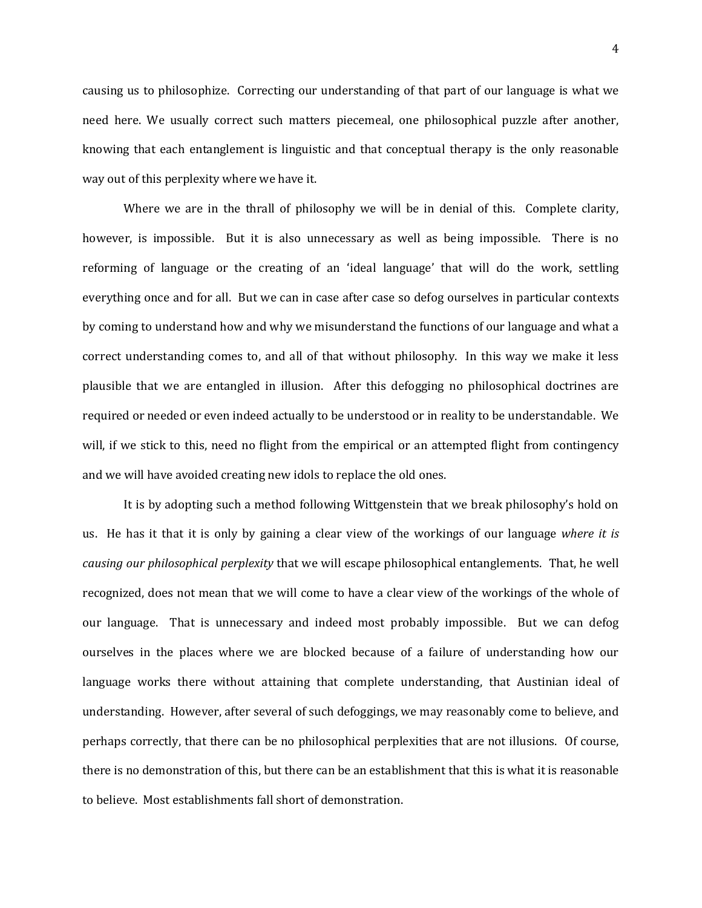causing us to philosophize. Correcting our understanding of that part of our language is what we need here. We usually correct such matters piecemeal, one philosophical puzzle after another, knowing that each entanglement is linguistic and that conceptual therapy is the only reasonable way out of this perplexity where we have it.

Where we are in the thrall of philosophy we will be in denial of this. Complete clarity, however, is impossible. But it is also unnecessary as well as being impossible. There is no reforming of language or the creating of an 'ideal language' that will do the work, settling everything once and for all. But we can in case after case so defog ourselves in particular contexts by coming to understand how and why we misunderstand the functions of our language and what a correct understanding comes to, and all of that without philosophy. In this way we make it less plausible that we are entangled in illusion. After this defogging no philosophical doctrines are required or needed or even indeed actually to be understood or in reality to be understandable. We will, if we stick to this, need no flight from the empirical or an attempted flight from contingency and we will have avoided creating new idols to replace the old ones.

It is by adopting such a method following Wittgenstein that we break philosophy's hold on us. He has it that it is only by gaining a clear view of the workings of our language *where it is causing our philosophical perplexity* that we will escape philosophical entanglements. That, he well recognized, does not mean that we will come to have a clear view of the workings of the whole of our language. That is unnecessary and indeed most probably impossible. But we can defog ourselves in the places where we are blocked because of a failure of understanding how our language works there without attaining that complete understanding, that Austinian ideal of understanding. However, after several of such defoggings, we may reasonably come to believe, and perhaps correctly, that there can be no philosophical perplexities that are not illusions. Of course, there is no demonstration of this, but there can be an establishment that this is what it is reasonable to believe. Most establishments fall short of demonstration.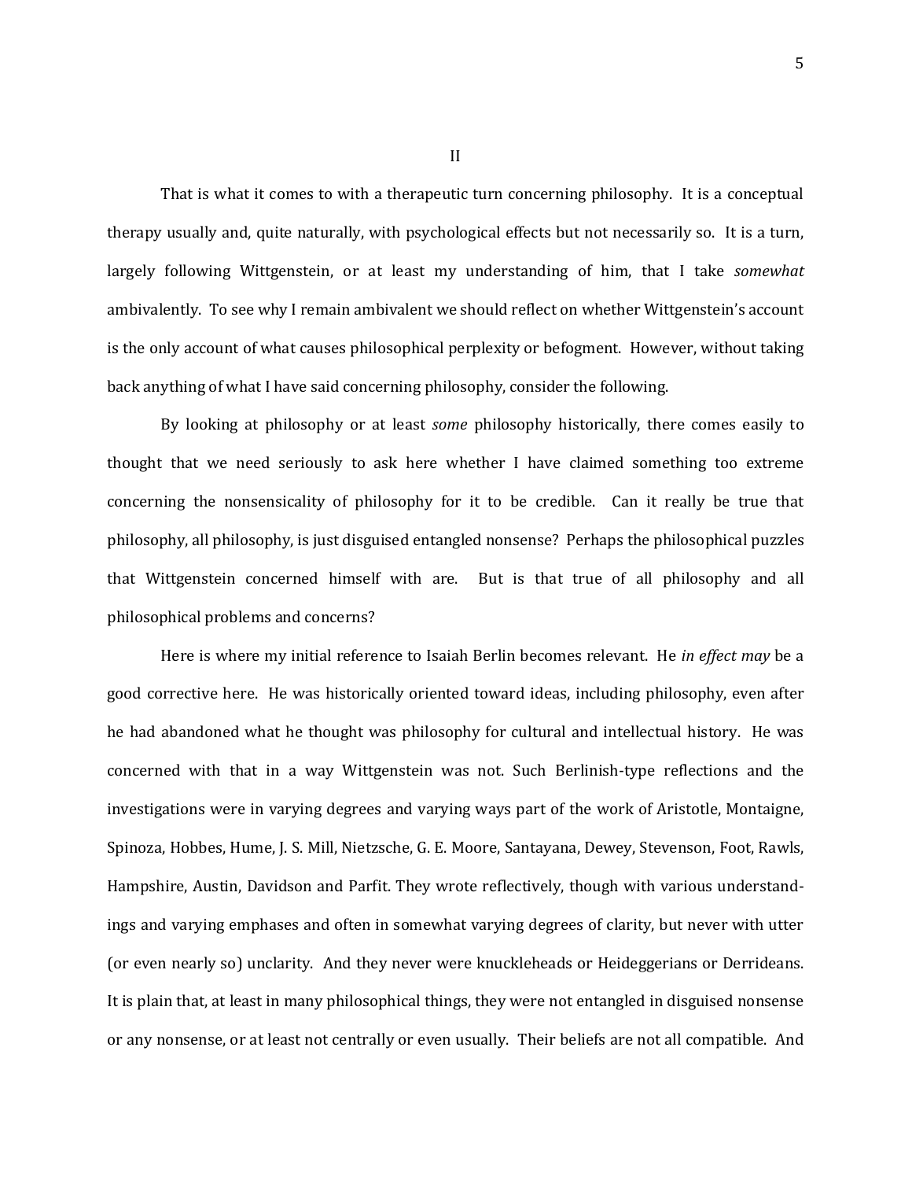## II

That is what it comes to with a therapeutic turn concerning philosophy. It is a conceptual therapy usually and, quite naturally, with psychological effects but not necessarily so. It is a turn, largely following Wittgenstein, or at least my understanding of him, that I take *somewhat* ambivalently. To see why I remain ambivalent we should reflect on whether Wittgenstein's account is the only account of what causes philosophical perplexity or befogment. However, without taking back anything of what I have said concerning philosophy, consider the following.

By looking at philosophy or at least *some* philosophy historically, there comes easily to thought that we need seriously to ask here whether I have claimed something too extreme concerning the nonsensicality of philosophy for it to be credible. Can it really be true that philosophy, all philosophy, is just disguised entangled nonsense? Perhaps the philosophical puzzles that Wittgenstein concerned himself with are. But is that true of all philosophy and all philosophical problems and concerns?

Here is where my initial reference to Isaiah Berlin becomes relevant. He *in effect may* be a good corrective here. He was historically oriented toward ideas, including philosophy, even after he had abandoned what he thought was philosophy for cultural and intellectual history. He was concerned with that in a way Wittgenstein was not. Such Berlinish-type reflections and the investigations were in varying degrees and varying ways part of the work of Aristotle, Montaigne, Spinoza, Hobbes, Hume, J. S. Mill, Nietzsche, G. E. Moore, Santayana, Dewey, Stevenson, Foot, Rawls, Hampshire, Austin, Davidson and Parfit. They wrote reflectively, though with various understandings and varying emphases and often in somewhat varying degrees of clarity, but never with utter (or even nearly so) unclarity. And they never were knuckleheads or Heideggerians or Derrideans. It is plain that, at least in many philosophical things, they were not entangled in disguised nonsense or any nonsense, or at least not centrally or even usually. Their beliefs are not all compatible. And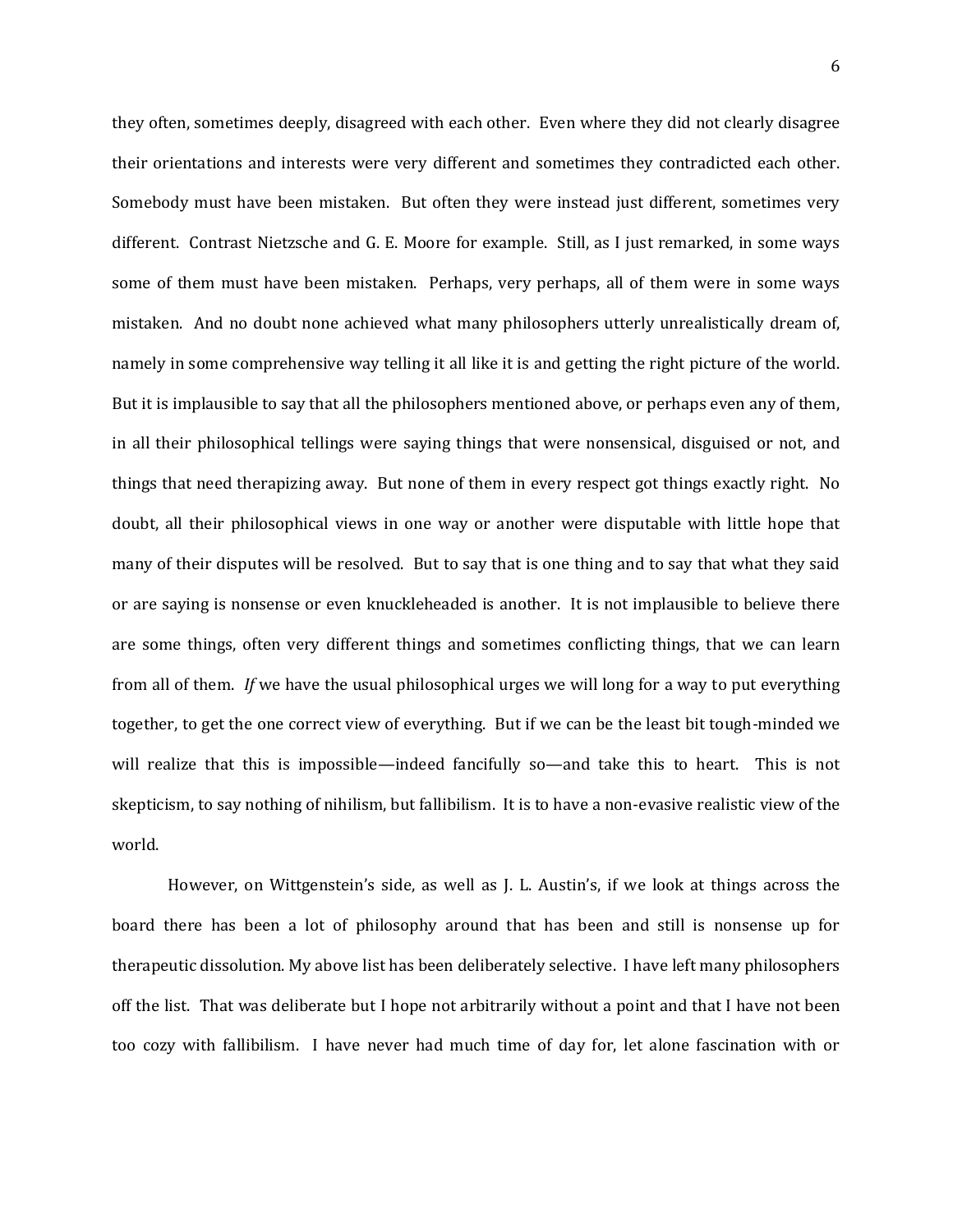they often, sometimes deeply, disagreed with each other. Even where they did not clearly disagree their orientations and interests were very different and sometimes they contradicted each other. Somebody must have been mistaken. But often they were instead just different, sometimes very different. Contrast Nietzsche and G. E. Moore for example. Still, as I just remarked, in some ways some of them must have been mistaken. Perhaps, very perhaps, all of them were in some ways mistaken. And no doubt none achieved what many philosophers utterly unrealistically dream of, namely in some comprehensive way telling it all like it is and getting the right picture of the world. But it is implausible to say that all the philosophers mentioned above, or perhaps even any of them, in all their philosophical tellings were saying things that were nonsensical, disguised or not, and things that need therapizing away. But none of them in every respect got things exactly right. No doubt, all their philosophical views in one way or another were disputable with little hope that many of their disputes will be resolved. But to say that is one thing and to say that what they said or are saying is nonsense or even knuckleheaded is another. It is not implausible to believe there are some things, often very different things and sometimes conflicting things, that we can learn from all of them. *If* we have the usual philosophical urges we will long for a way to put everything together, to get the one correct view of everything. But if we can be the least bit tough-minded we will realize that this is impossible—indeed fancifully so—and take this to heart. This is not skepticism, to say nothing of nihilism, but fallibilism. It is to have a non-evasive realistic view of the world.

However, on Wittgenstein's side, as well as J. L. Austin's, if we look at things across the board there has been a lot of philosophy around that has been and still is nonsense up for therapeutic dissolution. My above list has been deliberately selective. I have left many philosophers off the list. That was deliberate but I hope not arbitrarily without a point and that I have not been too cozy with fallibilism. I have never had much time of day for, let alone fascination with or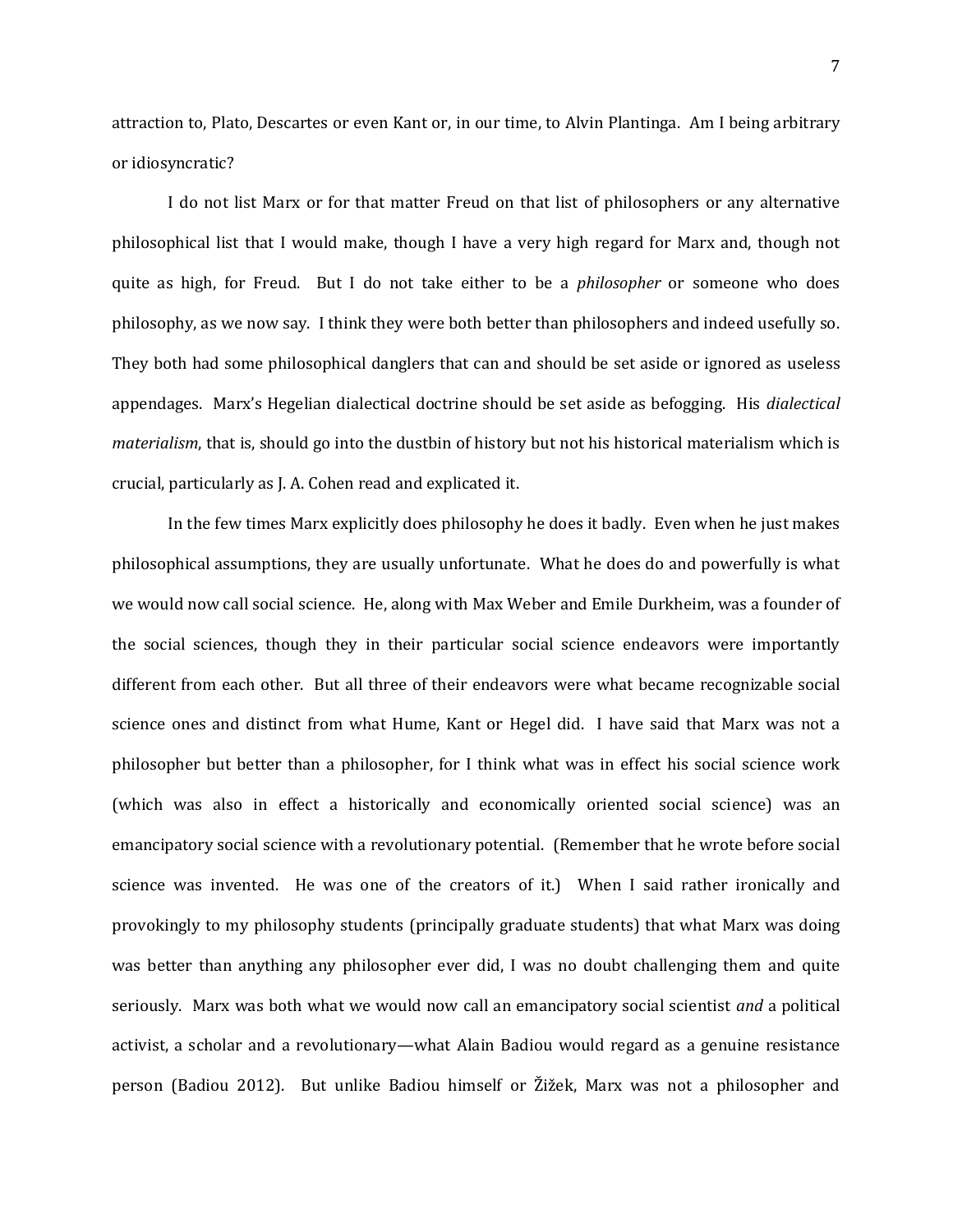attraction to, Plato, Descartes or even Kant or, in our time, to Alvin Plantinga. Am I being arbitrary or idiosyncratic?

I do not list Marx or for that matter Freud on that list of philosophers or any alternative philosophical list that I would make, though I have a very high regard for Marx and, though not quite as high, for Freud. But I do not take either to be a *philosopher* or someone who does philosophy, as we now say. I think they were both better than philosophers and indeed usefully so. They both had some philosophical danglers that can and should be set aside or ignored as useless appendages. Marx's Hegelian dialectical doctrine should be set aside as befogging. His *dialectical materialism*, that is, should go into the dustbin of history but not his historical materialism which is crucial, particularly as J. A. Cohen read and explicated it.

In the few times Marx explicitly does philosophy he does it badly. Even when he just makes philosophical assumptions, they are usually unfortunate. What he does do and powerfully is what we would now call social science. He, along with Max Weber and Emile Durkheim, was a founder of the social sciences, though they in their particular social science endeavors were importantly different from each other. But all three of their endeavors were what became recognizable social science ones and distinct from what Hume, Kant or Hegel did. I have said that Marx was not a philosopher but better than a philosopher, for I think what was in effect his social science work (which was also in effect a historically and economically oriented social science) was an emancipatory social science with a revolutionary potential. (Remember that he wrote before social science was invented. He was one of the creators of it.) When I said rather ironically and provokingly to my philosophy students (principally graduate students) that what Marx was doing was better than anything any philosopher ever did, I was no doubt challenging them and quite seriously. Marx was both what we would now call an emancipatory social scientist *and* a political activist, a scholar and a revolutionary—what Alain Badiou would regard as a genuine resistance person (Badiou 2012). But unlike Badiou himself or Žižek, Marx was not a philosopher and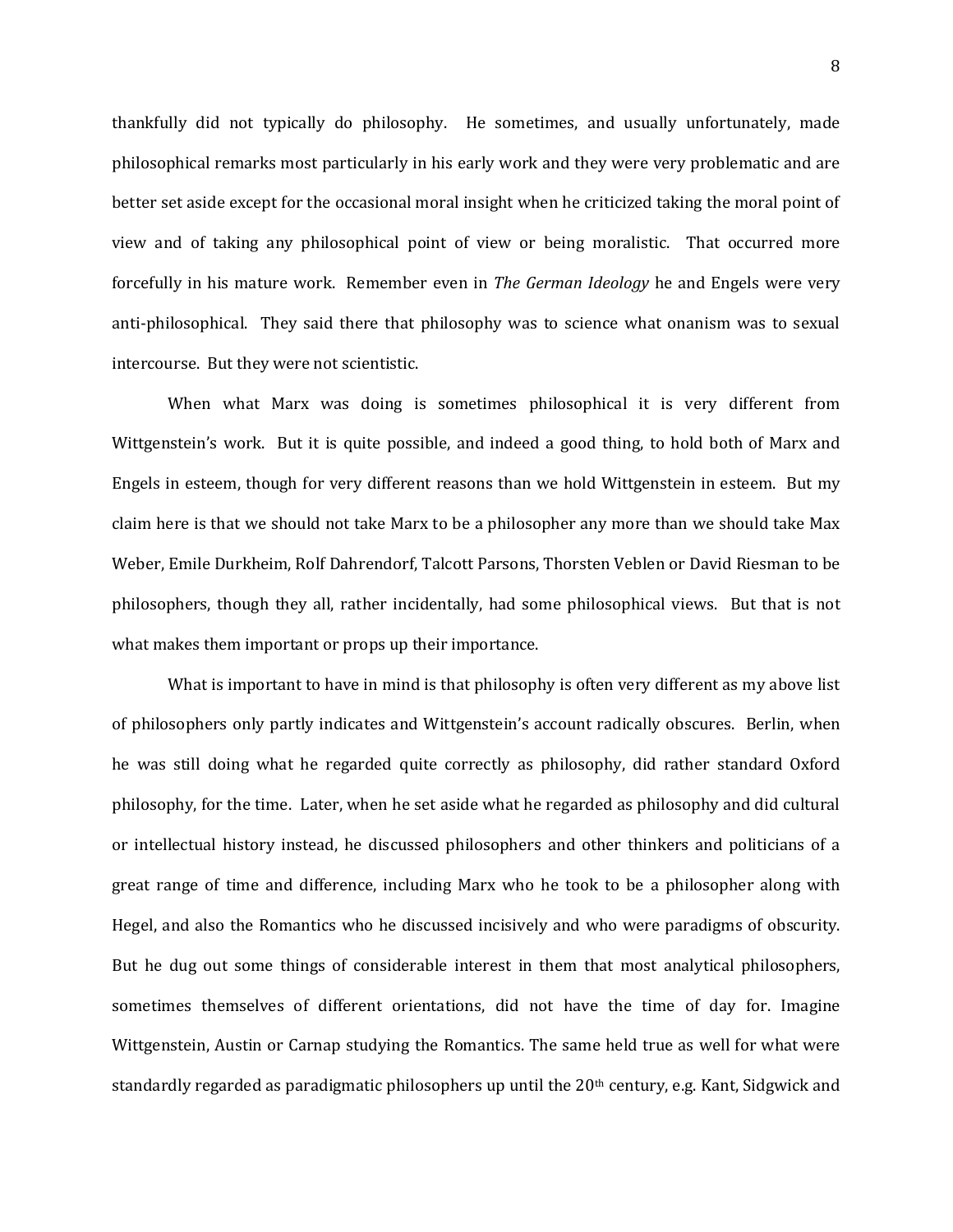thankfully did not typically do philosophy. He sometimes, and usually unfortunately, made philosophical remarks most particularly in his early work and they were very problematic and are better set aside except for the occasional moral insight when he criticized taking the moral point of view and of taking any philosophical point of view or being moralistic. That occurred more forcefully in his mature work. Remember even in *The German Ideology* he and Engels were very anti-philosophical. They said there that philosophy was to science what onanism was to sexual intercourse. But they were not scientistic.

When what Marx was doing is sometimes philosophical it is very different from Wittgenstein's work. But it is quite possible, and indeed a good thing, to hold both of Marx and Engels in esteem, though for very different reasons than we hold Wittgenstein in esteem. But my claim here is that we should not take Marx to be a philosopher any more than we should take Max Weber, Emile Durkheim, Rolf Dahrendorf, Talcott Parsons, Thorsten Veblen or David Riesman to be philosophers, though they all, rather incidentally, had some philosophical views. But that is not what makes them important or props up their importance.

What is important to have in mind is that philosophy is often very different as my above list of philosophers only partly indicates and Wittgenstein's account radically obscures. Berlin, when he was still doing what he regarded quite correctly as philosophy, did rather standard Oxford philosophy, for the time. Later, when he set aside what he regarded as philosophy and did cultural or intellectual history instead, he discussed philosophers and other thinkers and politicians of a great range of time and difference, including Marx who he took to be a philosopher along with Hegel, and also the Romantics who he discussed incisively and who were paradigms of obscurity. But he dug out some things of considerable interest in them that most analytical philosophers, sometimes themselves of different orientations, did not have the time of day for. Imagine Wittgenstein, Austin or Carnap studying the Romantics. The same held true as well for what were standardly regarded as paradigmatic philosophers up until the 20th century, e.g. Kant, Sidgwick and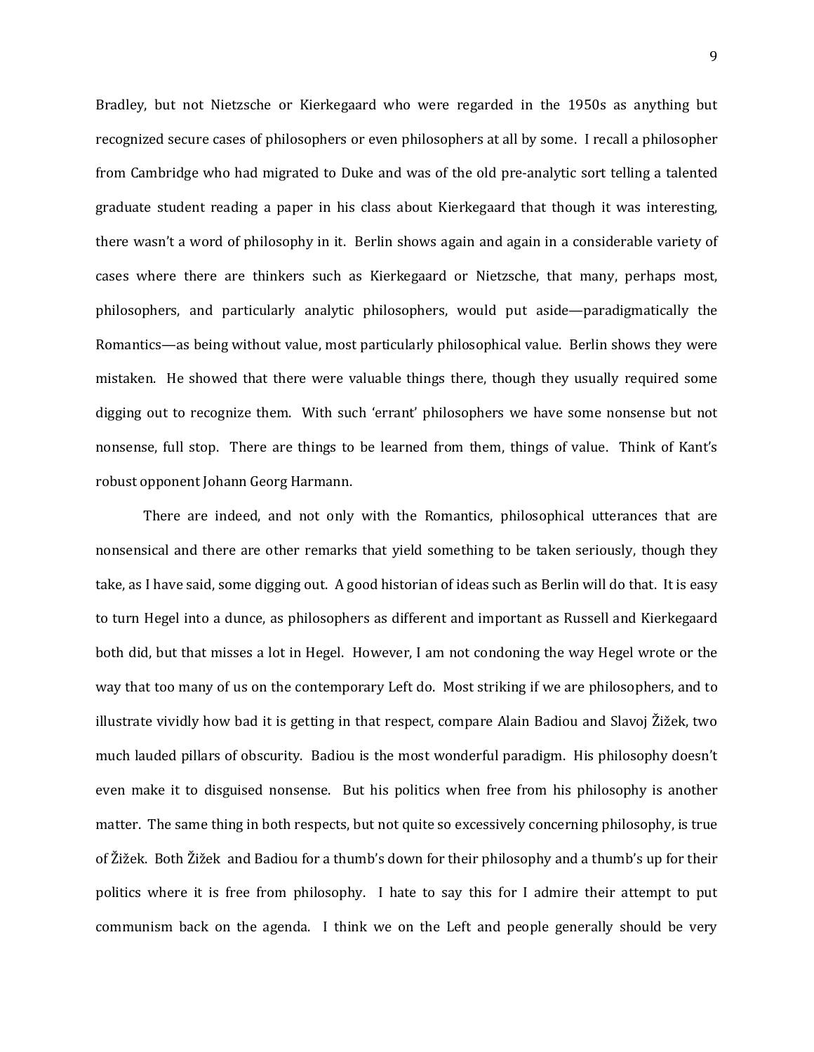Bradley, but not Nietzsche or Kierkegaard who were regarded in the 1950s as anything but recognized secure cases of philosophers or even philosophers at all by some. I recall a philosopher from Cambridge who had migrated to Duke and was of the old pre-analytic sort telling a talented graduate student reading a paper in his class about Kierkegaard that though it was interesting, there wasn't a word of philosophy in it. Berlin shows again and again in a considerable variety of cases where there are thinkers such as Kierkegaard or Nietzsche, that many, perhaps most, philosophers, and particularly analytic philosophers, would put aside—paradigmatically the Romantics—as being without value, most particularly philosophical value. Berlin shows they were mistaken. He showed that there were valuable things there, though they usually required some digging out to recognize them. With such 'errant' philosophers we have some nonsense but not nonsense, full stop. There are things to be learned from them, things of value. Think of Kant's robust opponent Johann Georg Harmann.

There are indeed, and not only with the Romantics, philosophical utterances that are nonsensical and there are other remarks that yield something to be taken seriously, though they take, as I have said, some digging out. A good historian of ideas such as Berlin will do that. It is easy to turn Hegel into a dunce, as philosophers as different and important as Russell and Kierkegaard both did, but that misses a lot in Hegel. However, I am not condoning the way Hegel wrote or the way that too many of us on the contemporary Left do. Most striking if we are philosophers, and to illustrate vividly how bad it is getting in that respect, compare Alain Badiou and Slavoj Žižek, two much lauded pillars of obscurity. Badiou is the most wonderful paradigm. His philosophy doesn't even make it to disguised nonsense. But his politics when free from his philosophy is another matter. The same thing in both respects, but not quite so excessively concerning philosophy, is true of Žižek. Both Žižek and Badiou for a thumb's down for their philosophy and a thumb's up for their politics where it is free from philosophy. I hate to say this for I admire their attempt to put communism back on the agenda. I think we on the Left and people generally should be very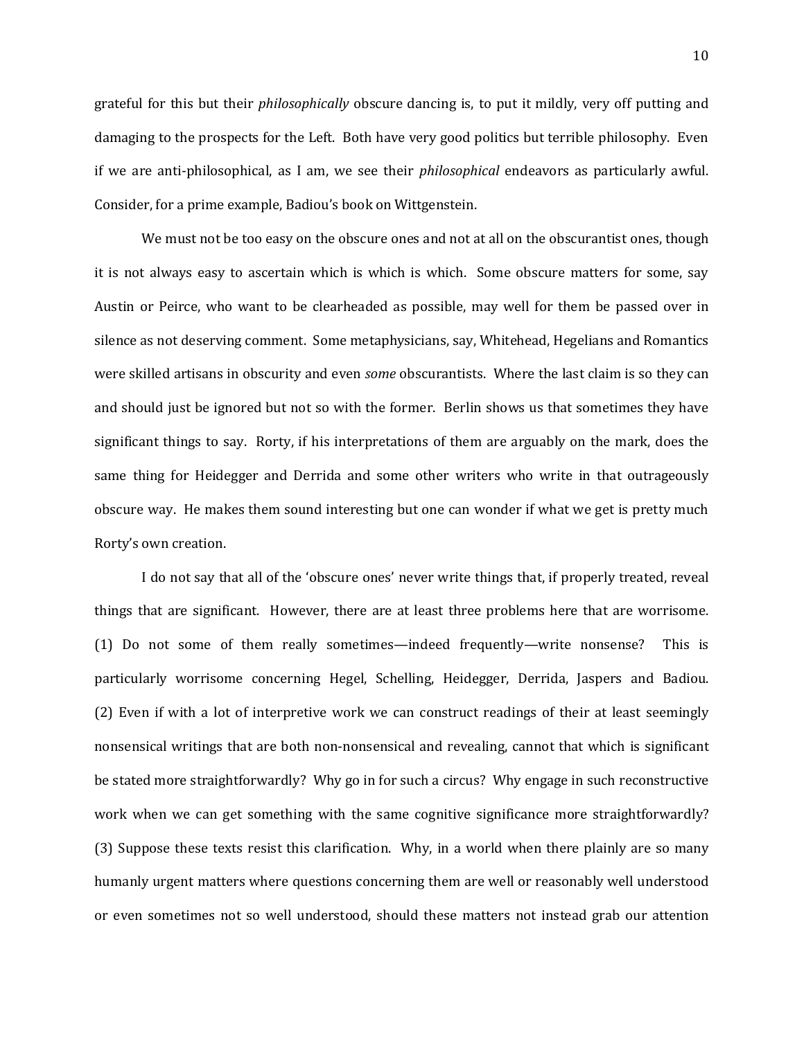grateful for this but their *philosophically* obscure dancing is, to put it mildly, very off putting and damaging to the prospects for the Left. Both have very good politics but terrible philosophy. Even if we are anti-philosophical, as I am, we see their *philosophical* endeavors as particularly awful. Consider, for a prime example, Badiou's book on Wittgenstein.

We must not be too easy on the obscure ones and not at all on the obscurantist ones, though it is not always easy to ascertain which is which is which. Some obscure matters for some, say Austin or Peirce, who want to be clearheaded as possible, may well for them be passed over in silence as not deserving comment. Some metaphysicians, say, Whitehead, Hegelians and Romantics were skilled artisans in obscurity and even *some* obscurantists. Where the last claim is so they can and should just be ignored but not so with the former. Berlin shows us that sometimes they have significant things to say. Rorty, if his interpretations of them are arguably on the mark, does the same thing for Heidegger and Derrida and some other writers who write in that outrageously obscure way. He makes them sound interesting but one can wonder if what we get is pretty much Rorty's own creation.

I do not say that all of the 'obscure ones' never write things that, if properly treated, reveal things that are significant. However, there are at least three problems here that are worrisome. (1) Do not some of them really sometimes—indeed frequently—write nonsense? This is particularly worrisome concerning Hegel, Schelling, Heidegger, Derrida, Jaspers and Badiou. (2) Even if with a lot of interpretive work we can construct readings of their at least seemingly nonsensical writings that are both non-nonsensical and revealing, cannot that which is significant be stated more straightforwardly? Why go in for such a circus? Why engage in such reconstructive work when we can get something with the same cognitive significance more straightforwardly? (3) Suppose these texts resist this clarification. Why, in a world when there plainly are so many humanly urgent matters where questions concerning them are well or reasonably well understood or even sometimes not so well understood, should these matters not instead grab our attention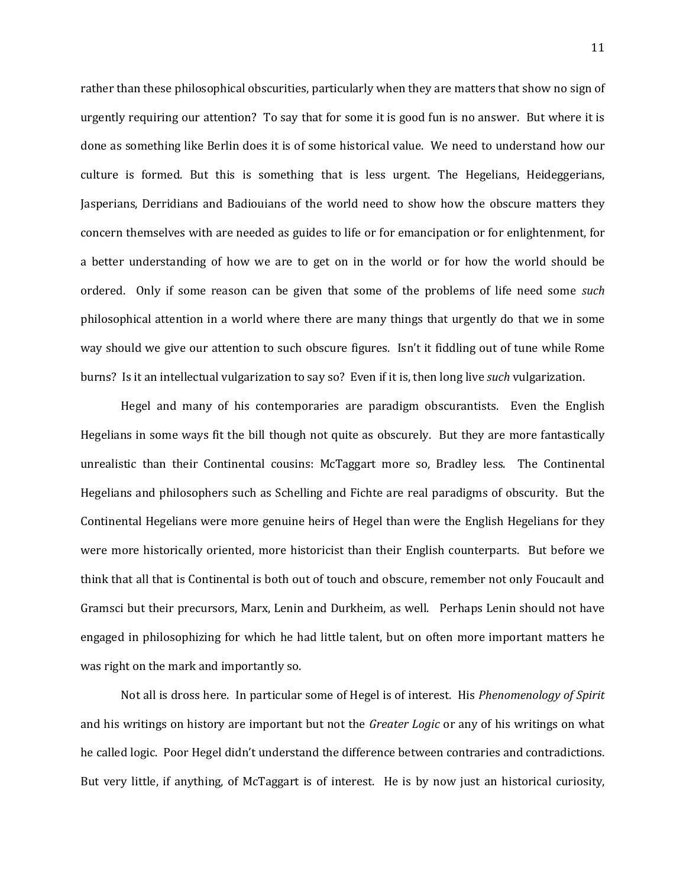rather than these philosophical obscurities, particularly when they are matters that show no sign of urgently requiring our attention? To say that for some it is good fun is no answer. But where it is done as something like Berlin does it is of some historical value. We need to understand how our culture is formed. But this is something that is less urgent. The Hegelians, Heideggerians, Jasperians, Derridians and Badiouians of the world need to show how the obscure matters they concern themselves with are needed as guides to life or for emancipation or for enlightenment, for a better understanding of how we are to get on in the world or for how the world should be ordered. Only if some reason can be given that some of the problems of life need some *such* philosophical attention in a world where there are many things that urgently do that we in some way should we give our attention to such obscure figures. Isn't it fiddling out of tune while Rome burns? Is it an intellectual vulgarization to say so? Even if it is, then long live *such* vulgarization.

Hegel and many of his contemporaries are paradigm obscurantists. Even the English Hegelians in some ways fit the bill though not quite as obscurely. But they are more fantastically unrealistic than their Continental cousins: McTaggart more so, Bradley less. The Continental Hegelians and philosophers such as Schelling and Fichte are real paradigms of obscurity. But the Continental Hegelians were more genuine heirs of Hegel than were the English Hegelians for they were more historically oriented, more historicist than their English counterparts. But before we think that all that is Continental is both out of touch and obscure, remember not only Foucault and Gramsci but their precursors, Marx, Lenin and Durkheim, as well. Perhaps Lenin should not have engaged in philosophizing for which he had little talent, but on often more important matters he was right on the mark and importantly so.

Not all is dross here. In particular some of Hegel is of interest. His *Phenomenology of Spirit* and his writings on history are important but not the *Greater Logic* or any of his writings on what he called logic. Poor Hegel didn't understand the difference between contraries and contradictions. But very little, if anything, of McTaggart is of interest. He is by now just an historical curiosity,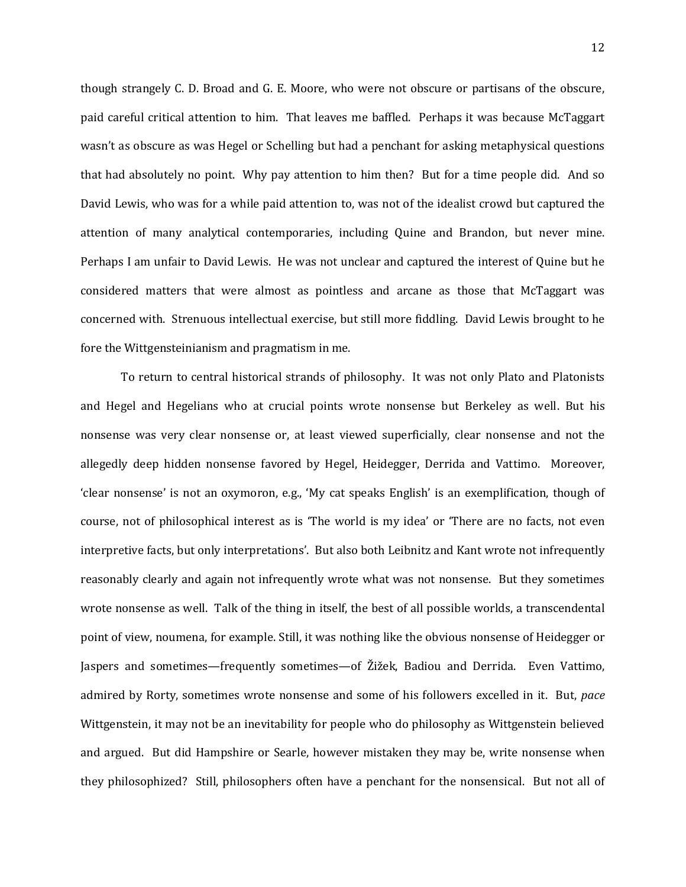though strangely C. D. Broad and G. E. Moore, who were not obscure or partisans of the obscure, paid careful critical attention to him. That leaves me baffled. Perhaps it was because McTaggart wasn't as obscure as was Hegel or Schelling but had a penchant for asking metaphysical questions that had absolutely no point. Why pay attention to him then? But for a time people did. And so David Lewis, who was for a while paid attention to, was not of the idealist crowd but captured the attention of many analytical contemporaries, including Quine and Brandon, but never mine. Perhaps I am unfair to David Lewis. He was not unclear and captured the interest of Quine but he considered matters that were almost as pointless and arcane as those that McTaggart was concerned with. Strenuous intellectual exercise, but still more fiddling. David Lewis brought to he fore the Wittgensteinianism and pragmatism in me.

To return to central historical strands of philosophy. It was not only Plato and Platonists and Hegel and Hegelians who at crucial points wrote nonsense but Berkeley as well. But his nonsense was very clear nonsense or, at least viewed superficially, clear nonsense and not the allegedly deep hidden nonsense favored by Hegel, Heidegger, Derrida and Vattimo. Moreover, 'clear nonsense' is not an oxymoron, e.g., 'My cat speaks English' is an exemplification, though of course, not of philosophical interest as is 'The world is my idea' or 'There are no facts, not even interpretive facts, but only interpretations'. But also both Leibnitz and Kant wrote not infrequently reasonably clearly and again not infrequently wrote what was not nonsense. But they sometimes wrote nonsense as well. Talk of the thing in itself, the best of all possible worlds, a transcendental point of view, noumena, for example. Still, it was nothing like the obvious nonsense of Heidegger or Jaspers and sometimes—frequently sometimes—of Žižek, Badiou and Derrida. Even Vattimo, admired by Rorty, sometimes wrote nonsense and some of his followers excelled in it. But, *pace* Wittgenstein, it may not be an inevitability for people who do philosophy as Wittgenstein believed and argued. But did Hampshire or Searle, however mistaken they may be, write nonsense when they philosophized? Still, philosophers often have a penchant for the nonsensical. But not all of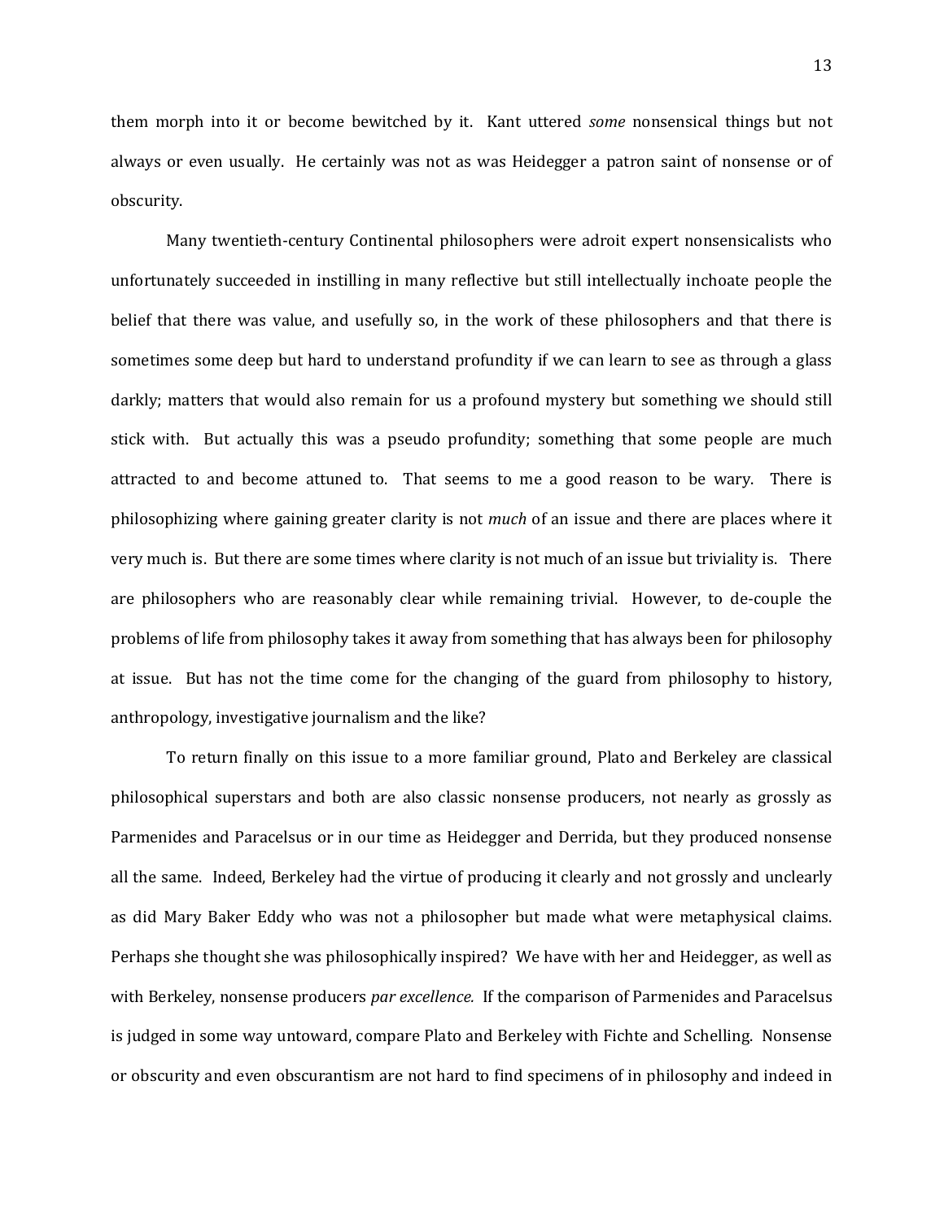them morph into it or become bewitched by it. Kant uttered *some* nonsensical things but not always or even usually. He certainly was not as was Heidegger a patron saint of nonsense or of obscurity.

Many twentieth-century Continental philosophers were adroit expert nonsensicalists who unfortunately succeeded in instilling in many reflective but still intellectually inchoate people the belief that there was value, and usefully so, in the work of these philosophers and that there is sometimes some deep but hard to understand profundity if we can learn to see as through a glass darkly; matters that would also remain for us a profound mystery but something we should still stick with. But actually this was a pseudo profundity; something that some people are much attracted to and become attuned to. That seems to me a good reason to be wary. There is philosophizing where gaining greater clarity is not *much* of an issue and there are places where it very much is. But there are some times where clarity is not much of an issue but triviality is. There are philosophers who are reasonably clear while remaining trivial. However, to de-couple the problems of life from philosophy takes it away from something that has always been for philosophy at issue. But has not the time come for the changing of the guard from philosophy to history, anthropology, investigative journalism and the like?

To return finally on this issue to a more familiar ground, Plato and Berkeley are classical philosophical superstars and both are also classic nonsense producers, not nearly as grossly as Parmenides and Paracelsus or in our time as Heidegger and Derrida, but they produced nonsense all the same. Indeed, Berkeley had the virtue of producing it clearly and not grossly and unclearly as did Mary Baker Eddy who was not a philosopher but made what were metaphysical claims. Perhaps she thought she was philosophically inspired? We have with her and Heidegger, as well as with Berkeley, nonsense producers *par excellence.* If the comparison of Parmenides and Paracelsus is judged in some way untoward, compare Plato and Berkeley with Fichte and Schelling. Nonsense or obscurity and even obscurantism are not hard to find specimens of in philosophy and indeed in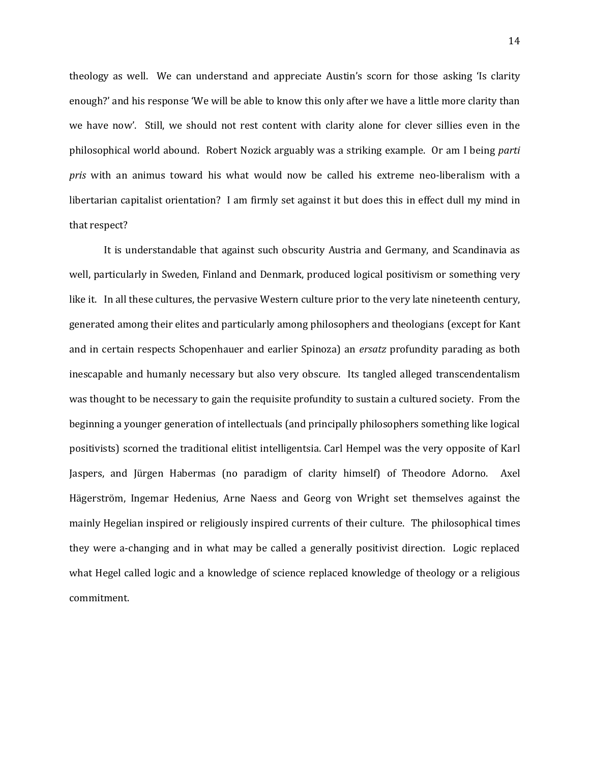theology as well. We can understand and appreciate Austin's scorn for those asking 'Is clarity enough?' and his response 'We will be able to know this only after we have a little more clarity than we have now'. Still, we should not rest content with clarity alone for clever sillies even in the philosophical world abound. Robert Nozick arguably was a striking example. Or am I being *parti pris* with an animus toward his what would now be called his extreme neo-liberalism with a libertarian capitalist orientation? I am firmly set against it but does this in effect dull my mind in that respect?

It is understandable that against such obscurity Austria and Germany, and Scandinavia as well, particularly in Sweden, Finland and Denmark, produced logical positivism or something very like it. In all these cultures, the pervasive Western culture prior to the very late nineteenth century, generated among their elites and particularly among philosophers and theologians (except for Kant and in certain respects Schopenhauer and earlier Spinoza) an *ersatz* profundity parading as both inescapable and humanly necessary but also very obscure. Its tangled alleged transcendentalism was thought to be necessary to gain the requisite profundity to sustain a cultured society. From the beginning a younger generation of intellectuals (and principally philosophers something like logical positivists) scorned the traditional elitist intelligentsia. Carl Hempel was the very opposite of Karl Jaspers, and Jürgen Habermas (no paradigm of clarity himself) of Theodore Adorno. Axel Hägerström, Ingemar Hedenius, Arne Naess and Georg von Wright set themselves against the mainly Hegelian inspired or religiously inspired currents of their culture. The philosophical times they were a-changing and in what may be called a generally positivist direction. Logic replaced what Hegel called logic and a knowledge of science replaced knowledge of theology or a religious commitment.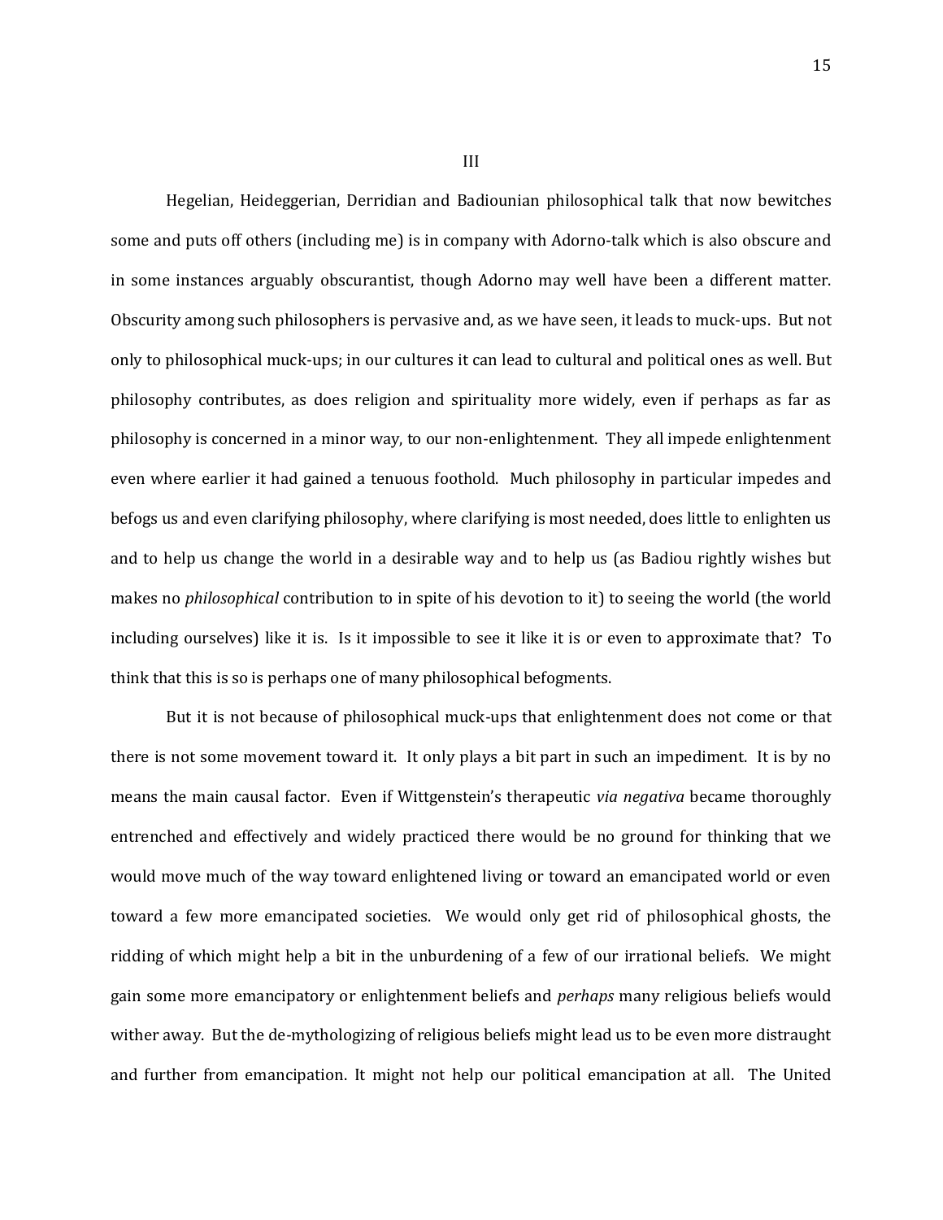## III

Hegelian, Heideggerian, Derridian and Badiounian philosophical talk that now bewitches some and puts off others (including me) is in company with Adorno-talk which is also obscure and in some instances arguably obscurantist, though Adorno may well have been a different matter. Obscurity among such philosophers is pervasive and, as we have seen, it leads to muck-ups. But not only to philosophical muck-ups; in our cultures it can lead to cultural and political ones as well. But philosophy contributes, as does religion and spirituality more widely, even if perhaps as far as philosophy is concerned in a minor way, to our non-enlightenment. They all impede enlightenment even where earlier it had gained a tenuous foothold. Much philosophy in particular impedes and befogs us and even clarifying philosophy, where clarifying is most needed, does little to enlighten us and to help us change the world in a desirable way and to help us (as Badiou rightly wishes but makes no *philosophical* contribution to in spite of his devotion to it) to seeing the world (the world including ourselves) like it is. Is it impossible to see it like it is or even to approximate that? To think that this is so is perhaps one of many philosophical befogments.

But it is not because of philosophical muck-ups that enlightenment does not come or that there is not some movement toward it. It only plays a bit part in such an impediment. It is by no means the main causal factor. Even if Wittgenstein's therapeutic *via negativa* became thoroughly entrenched and effectively and widely practiced there would be no ground for thinking that we would move much of the way toward enlightened living or toward an emancipated world or even toward a few more emancipated societies. We would only get rid of philosophical ghosts, the ridding of which might help a bit in the unburdening of a few of our irrational beliefs. We might gain some more emancipatory or enlightenment beliefs and *perhaps* many religious beliefs would wither away. But the de-mythologizing of religious beliefs might lead us to be even more distraught and further from emancipation. It might not help our political emancipation at all. The United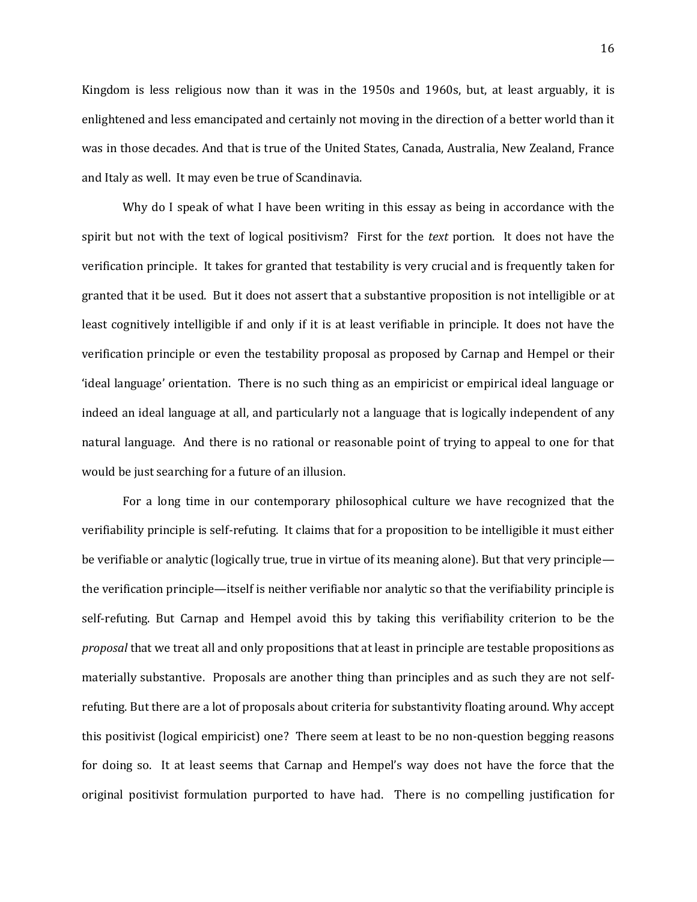Kingdom is less religious now than it was in the 1950s and 1960s, but, at least arguably, it is enlightened and less emancipated and certainly not moving in the direction of a better world than it was in those decades. And that is true of the United States, Canada, Australia, New Zealand, France and Italy as well. It may even be true of Scandinavia.

Why do I speak of what I have been writing in this essay as being in accordance with the spirit but not with the text of logical positivism? First for the *text* portion. It does not have the verification principle. It takes for granted that testability is very crucial and is frequently taken for granted that it be used. But it does not assert that a substantive proposition is not intelligible or at least cognitively intelligible if and only if it is at least verifiable in principle. It does not have the verification principle or even the testability proposal as proposed by Carnap and Hempel or their 'ideal language' orientation. There is no such thing as an empiricist or empirical ideal language or indeed an ideal language at all, and particularly not a language that is logically independent of any natural language. And there is no rational or reasonable point of trying to appeal to one for that would be just searching for a future of an illusion.

For a long time in our contemporary philosophical culture we have recognized that the verifiability principle is self-refuting. It claims that for a proposition to be intelligible it must either be verifiable or analytic (logically true, true in virtue of its meaning alone). But that very principle—the verification principle—itself is neither verifiable nor analytic so that the verifiability principle is self-refuting. But Carnap and Hempel avoid this by taking this verifiability criterion to be the *proposal* that we treat all and only propositions that at least in principle are testable propositions as materially substantive. Proposals are another thing than principles and as such they are not self-refuting. But there are a lot of proposals about criteria for substantivity floating around. Why accept this positivist (logical empiricist) one? There seem at least to be no non-question begging reasons for doing so. It at least seems that Carnap and Hempel's way does not have the force that the original positivist formulation purported to have had. There is no compelling justification for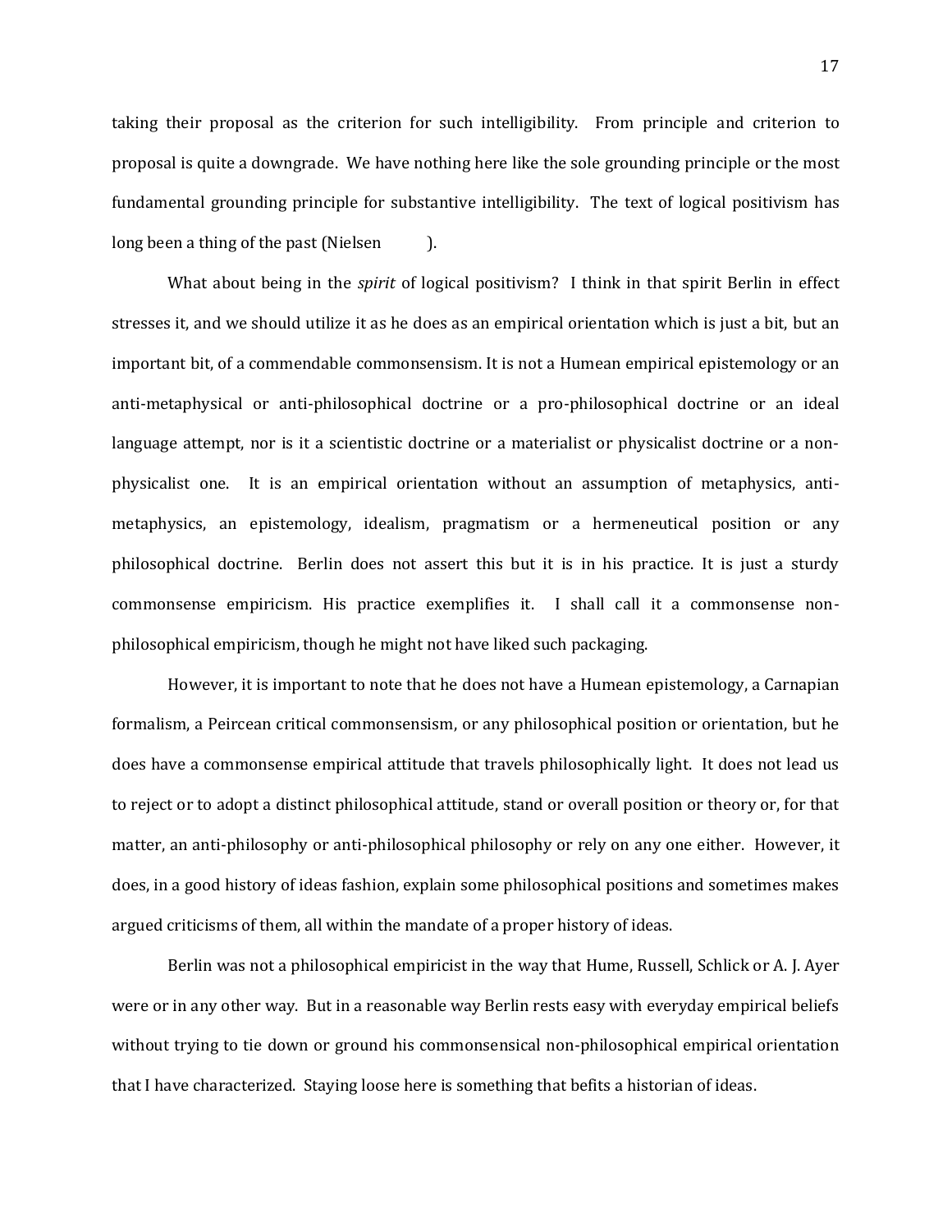taking their proposal as the criterion for such intelligibility. From principle and criterion to proposal is quite a downgrade. We have nothing here like the sole grounding principle or the most fundamental grounding principle for substantive intelligibility. The text of logical positivism has long been a thing of the past (Nielsen ).

What about being in the *spirit* of logical positivism? I think in that spirit Berlin in effect stresses it, and we should utilize it as he does as an empirical orientation which is just a bit, but an important bit, of a commendable commonsensism. It is not a Humean empirical epistemology or an anti-metaphysical or anti-philosophical doctrine or a pro-philosophical doctrine or an ideal language attempt, nor is it a scientistic doctrine or a materialist or physicalist doctrine or a non-physicalist one. It is an empirical orientation without an assumption of metaphysics, anti-metaphysics, an epistemology, idealism, pragmatism or a hermeneutical position or any philosophical doctrine. Berlin does not assert this but it is in his practice. It is just a sturdy commonsense empiricism. His practice exemplifies it. I shall call it a commonsense non-philosophical empiricism, though he might not have liked such packaging.

However, it is important to note that he does not have a Humean epistemology, a Carnapian formalism, a Peircean critical commonsensism, or any philosophical position or orientation, but he does have a commonsense empirical attitude that travels philosophically light. It does not lead us to reject or to adopt a distinct philosophical attitude, stand or overall position or theory or, for that matter, an anti-philosophy or anti-philosophical philosophy or rely on any one either. However, it does, in a good history of ideas fashion, explain some philosophical positions and sometimes makes argued criticisms of them, all within the mandate of a proper history of ideas.

Berlin was not a philosophical empiricist in the way that Hume, Russell, Schlick or A. J. Ayer were or in any other way. But in a reasonable way Berlin rests easy with everyday empirical beliefs without trying to tie down or ground his commonsensical non-philosophical empirical orientation that I have characterized. Staying loose here is something that befits a historian of ideas.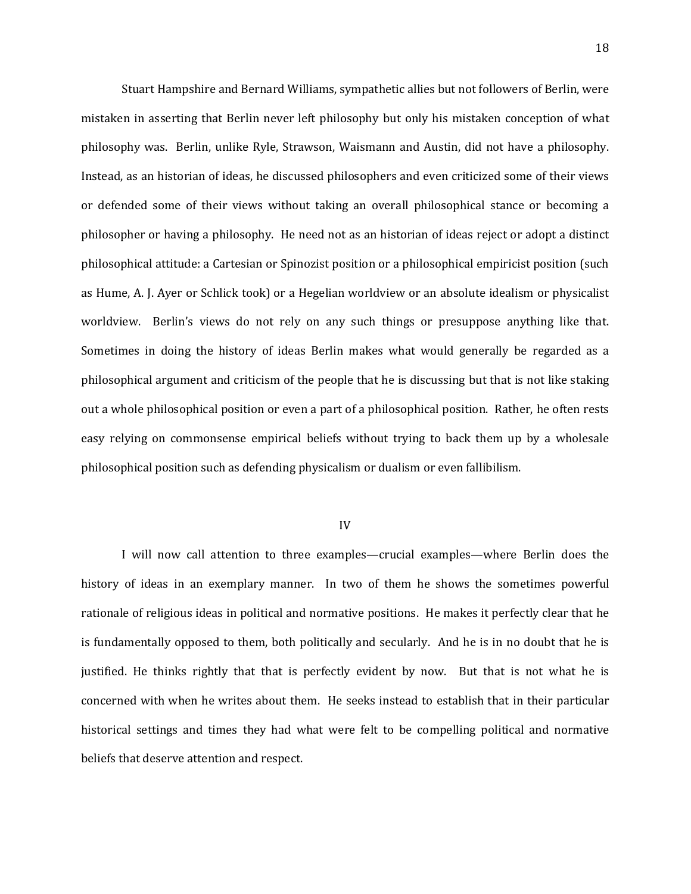Stuart Hampshire and Bernard Williams, sympathetic allies but not followers of Berlin, were mistaken in asserting that Berlin never left philosophy but only his mistaken conception of what philosophy was. Berlin, unlike Ryle, Strawson, Waismann and Austin, did not have a philosophy. Instead, as an historian of ideas, he discussed philosophers and even criticized some of their views or defended some of their views without taking an overall philosophical stance or becoming a philosopher or having a philosophy. He need not as an historian of ideas reject or adopt a distinct philosophical attitude: a Cartesian or Spinozist position or a philosophical empiricist position (such as Hume, A. J. Ayer or Schlick took) or a Hegelian worldview or an absolute idealism or physicalist worldview. Berlin's views do not rely on any such things or presuppose anything like that. Sometimes in doing the history of ideas Berlin makes what would generally be regarded as a philosophical argument and criticism of the people that he is discussing but that is not like staking out a whole philosophical position or even a part of a philosophical position. Rather, he often rests easy relying on commonsense empirical beliefs without trying to back them up by a wholesale philosophical position such as defending physicalism or dualism or even fallibilism.

## IV

I will now call attention to three examples—crucial examples—where Berlin does the history of ideas in an exemplary manner. In two of them he shows the sometimes powerful rationale of religious ideas in political and normative positions. He makes it perfectly clear that he is fundamentally opposed to them, both politically and secularly. And he is in no doubt that he is justified. He thinks rightly that that is perfectly evident by now. But that is not what he is concerned with when he writes about them. He seeks instead to establish that in their particular historical settings and times they had what were felt to be compelling political and normative beliefs that deserve attention and respect.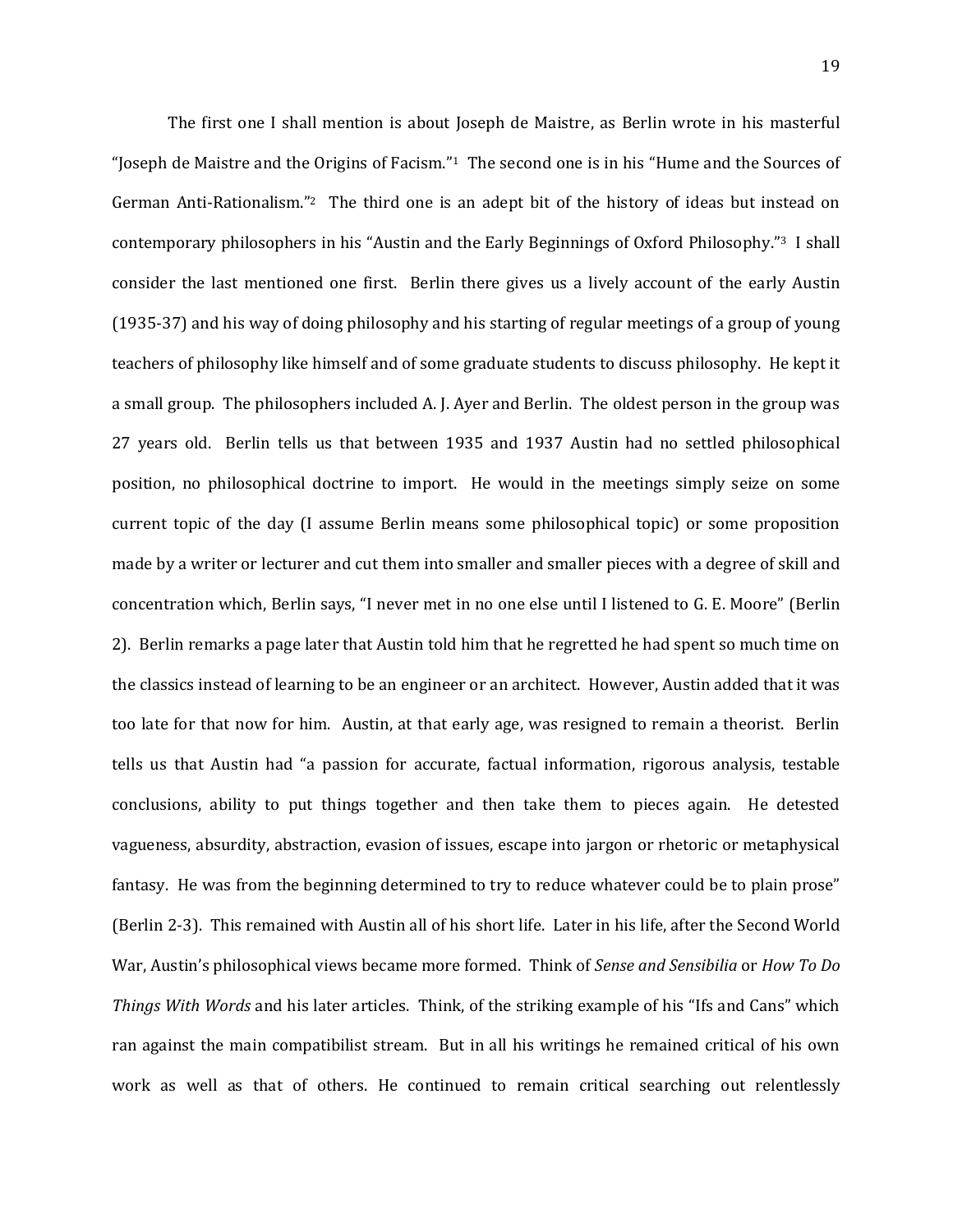The first one I shall mention is about Joseph de Maistre, as Berlin wrote in his masterful "Joseph de Maistre and the Origins of Facism."[1] The second one is in his "Hume and the Sources of German Anti-Rationalism."[2] The third one is an adept bit of the history of ideas but instead on contemporary philosophers in his "Austin and the Early Beginnings of Oxford Philosophy."[3] I shall consider the last mentioned one first. Berlin there gives us a lively account of the early Austin (1935-37) and his way of doing philosophy and his starting of regular meetings of a group of young teachers of philosophy like himself and of some graduate students to discuss philosophy. He kept it a small group. The philosophers included A. J. Ayer and Berlin. The oldest person in the group was 27 years old. Berlin tells us that between 1935 and 1937 Austin had no settled philosophical position, no philosophical doctrine to import. He would in the meetings simply seize on some current topic of the day (I assume Berlin means some philosophical topic) or some proposition made by a writer or lecturer and cut them into smaller and smaller pieces with a degree of skill and concentration which, Berlin says, "I never met in no one else until I listened to G. E. Moore" (Berlin 2). Berlin remarks a page later that Austin told him that he regretted he had spent so much time on the classics instead of learning to be an engineer or an architect. However, Austin added that it was too late for that now for him. Austin, at that early age, was resigned to remain a theorist. Berlin tells us that Austin had "a passion for accurate, factual information, rigorous analysis, testable conclusions, ability to put things together and then take them to pieces again. He detested vagueness, absurdity, abstraction, evasion of issues, escape into jargon or rhetoric or metaphysical fantasy. He was from the beginning determined to try to reduce whatever could be to plain prose" (Berlin 2-3). This remained with Austin all of his short life. Later in his life, after the Second World War, Austin's philosophical views became more formed. Think of *Sense and Sensibilia* or *How To Do Things With Words* and his later articles. Think, of the striking example of his "Ifs and Cans" which ran against the main compatibilist stream. But in all his writings he remained critical of his own work as well as that of others. He continued to remain critical searching out relentlessly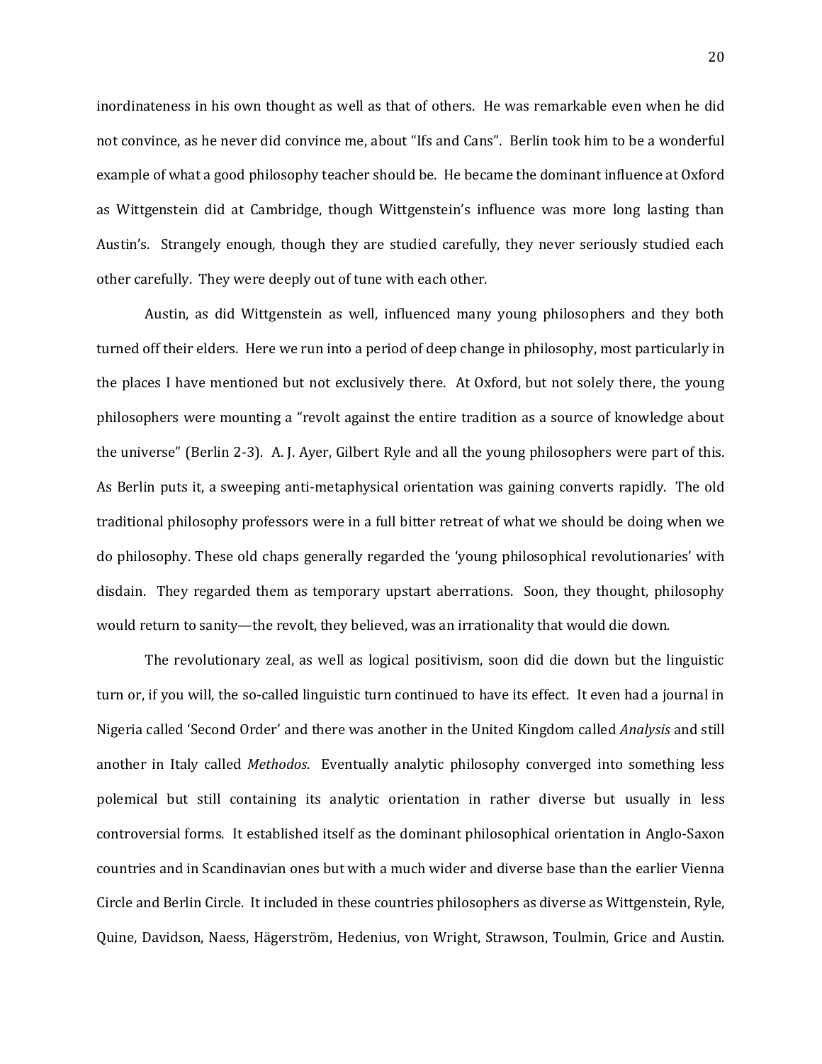inordinateness in his own thought as well as that of others. He was remarkable even when he did not convince, as he never did convince me, about "Ifs and Cans". Berlin took him to be a wonderful example of what a good philosophy teacher should be. He became the dominant influence at Oxford as Wittgenstein did at Cambridge, though Wittgenstein's influence was more long lasting than Austin's. Strangely enough, though they are studied carefully, they never seriously studied each other carefully. They were deeply out of tune with each other.

Austin, as did Wittgenstein as well, influenced many young philosophers and they both turned off their elders. Here we run into a period of deep change in philosophy, most particularly in the places I have mentioned but not exclusively there. At Oxford, but not solely there, the young philosophers were mounting a "revolt against the entire tradition as a source of knowledge about the universe" (Berlin 2-3). A. J. Ayer, Gilbert Ryle and all the young philosophers were part of this. As Berlin puts it, a sweeping anti-metaphysical orientation was gaining converts rapidly. The old traditional philosophy professors were in a full bitter retreat of what we should be doing when we do philosophy. These old chaps generally regarded the 'young philosophical revolutionaries' with disdain. They regarded them as temporary upstart aberrations. Soon, they thought, philosophy would return to sanity—the revolt, they believed, was an irrationality that would die down.

The revolutionary zeal, as well as logical positivism, soon did die down but the linguistic turn or, if you will, the so-called linguistic turn continued to have its effect. It even had a journal in Nigeria called 'Second Order' and there was another in the United Kingdom called *Analysis* and still another in Italy called *Methodos*. Eventually analytic philosophy converged into something less polemical but still containing its analytic orientation in rather diverse but usually in less controversial forms. It established itself as the dominant philosophical orientation in Anglo-Saxon countries and in Scandinavian ones but with a much wider and diverse base than the earlier Vienna Circle and Berlin Circle. It included in these countries philosophers as diverse as Wittgenstein, Ryle, Quine, Davidson, Naess, Hägerström, Hedenius, von Wright, Strawson, Toulmin, Grice and Austin.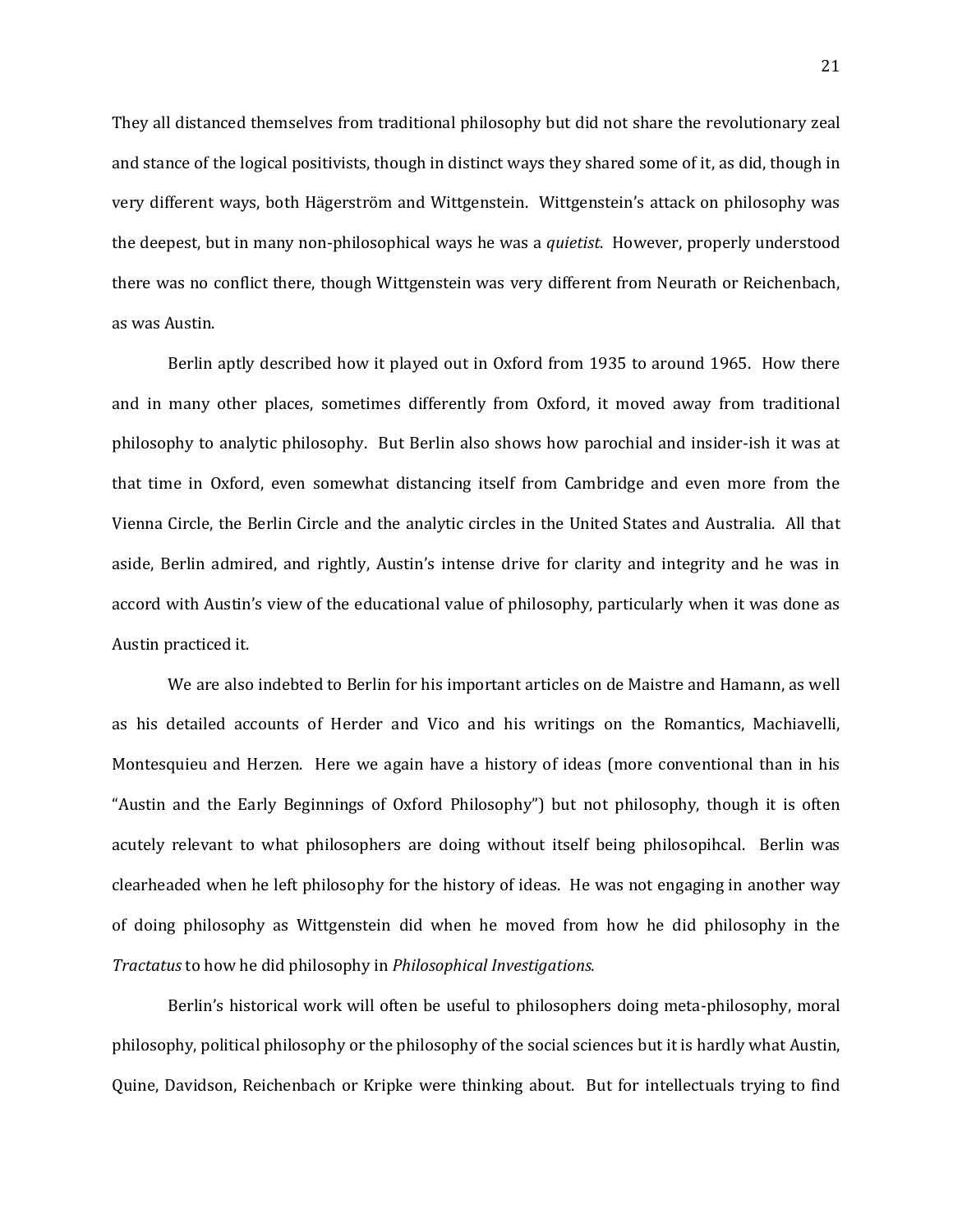They all distanced themselves from traditional philosophy but did not share the revolutionary zeal and stance of the logical positivists, though in distinct ways they shared some of it, as did, though in very different ways, both Hägerström and Wittgenstein. Wittgenstein's attack on philosophy was the deepest, but in many non-philosophical ways he was a *quietist*. However, properly understood there was no conflict there, though Wittgenstein was very different from Neurath or Reichenbach, as was Austin.

Berlin aptly described how it played out in Oxford from 1935 to around 1965. How there and in many other places, sometimes differently from Oxford, it moved away from traditional philosophy to analytic philosophy. But Berlin also shows how parochial and insider-ish it was at that time in Oxford, even somewhat distancing itself from Cambridge and even more from the Vienna Circle, the Berlin Circle and the analytic circles in the United States and Australia. All that aside, Berlin admired, and rightly, Austin's intense drive for clarity and integrity and he was in accord with Austin's view of the educational value of philosophy, particularly when it was done as Austin practiced it.

We are also indebted to Berlin for his important articles on de Maistre and Hamann, as well as his detailed accounts of Herder and Vico and his writings on the Romantics, Machiavelli, Montesquieu and Herzen. Here we again have a history of ideas (more conventional than in his "Austin and the Early Beginnings of Oxford Philosophy") but not philosophy, though it is often acutely relevant to what philosophers are doing without itself being philosopihcal. Berlin was clearheaded when he left philosophy for the history of ideas. He was not engaging in another way of doing philosophy as Wittgenstein did when he moved from how he did philosophy in the *Tractatus* to how he did philosophy in *Philosophical Investigations.*

Berlin's historical work will often be useful to philosophers doing meta-philosophy, moral philosophy, political philosophy or the philosophy of the social sciences but it is hardly what Austin, Quine, Davidson, Reichenbach or Kripke were thinking about. But for intellectuals trying to find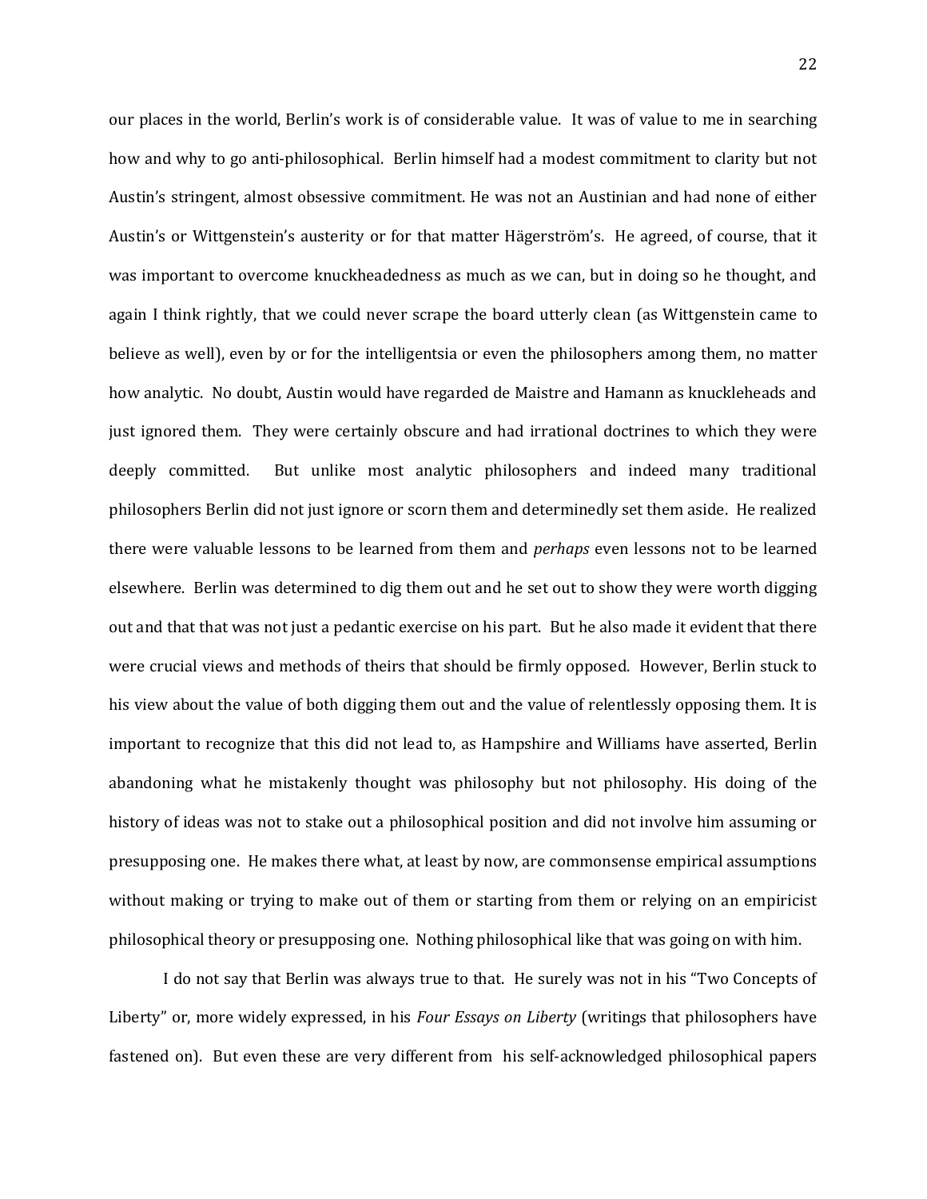our places in the world, Berlin's work is of considerable value. It was of value to me in searching how and why to go anti-philosophical. Berlin himself had a modest commitment to clarity but not Austin's stringent, almost obsessive commitment. He was not an Austinian and had none of either Austin's or Wittgenstein's austerity or for that matter Hägerström's. He agreed, of course, that it was important to overcome knuckheadedness as much as we can, but in doing so he thought, and again I think rightly, that we could never scrape the board utterly clean (as Wittgenstein came to believe as well), even by or for the intelligentsia or even the philosophers among them, no matter how analytic. No doubt, Austin would have regarded de Maistre and Hamann as knuckleheads and just ignored them. They were certainly obscure and had irrational doctrines to which they were deeply committed. But unlike most analytic philosophers and indeed many traditional philosophers Berlin did not just ignore or scorn them and determinedly set them aside. He realized there were valuable lessons to be learned from them and *perhaps* even lessons not to be learned elsewhere. Berlin was determined to dig them out and he set out to show they were worth digging out and that that was not just a pedantic exercise on his part. But he also made it evident that there were crucial views and methods of theirs that should be firmly opposed. However, Berlin stuck to his view about the value of both digging them out and the value of relentlessly opposing them. It is important to recognize that this did not lead to, as Hampshire and Williams have asserted, Berlin abandoning what he mistakenly thought was philosophy but not philosophy. His doing of the history of ideas was not to stake out a philosophical position and did not involve him assuming or presupposing one. He makes there what, at least by now, are commonsense empirical assumptions without making or trying to make out of them or starting from them or relying on an empiricist philosophical theory or presupposing one. Nothing philosophical like that was going on with him.

I do not say that Berlin was always true to that. He surely was not in his "Two Concepts of Liberty" or, more widely expressed, in his *Four Essays on Liberty* (writings that philosophers have fastened on). But even these are very different from his self-acknowledged philosophical papers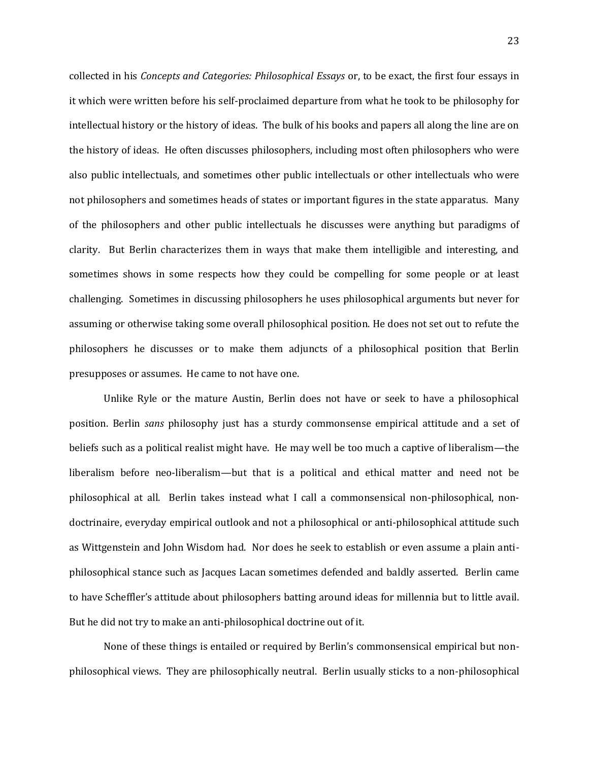collected in his *Concepts and Categories: Philosophical Essays* or, to be exact, the first four essays in it which were written before his self-proclaimed departure from what he took to be philosophy for intellectual history or the history of ideas. The bulk of his books and papers all along the line are on the history of ideas. He often discusses philosophers, including most often philosophers who were also public intellectuals, and sometimes other public intellectuals or other intellectuals who were not philosophers and sometimes heads of states or important figures in the state apparatus. Many of the philosophers and other public intellectuals he discusses were anything but paradigms of clarity. But Berlin characterizes them in ways that make them intelligible and interesting, and sometimes shows in some respects how they could be compelling for some people or at least challenging. Sometimes in discussing philosophers he uses philosophical arguments but never for assuming or otherwise taking some overall philosophical position. He does not set out to refute the philosophers he discusses or to make them adjuncts of a philosophical position that Berlin presupposes or assumes. He came to not have one.

Unlike Ryle or the mature Austin, Berlin does not have or seek to have a philosophical position. Berlin *sans* philosophy just has a sturdy commonsense empirical attitude and a set of beliefs such as a political realist might have. He may well be too much a captive of liberalism—the liberalism before neo-liberalism—but that is a political and ethical matter and need not be philosophical at all. Berlin takes instead what I call a commonsensical non-philosophical, non-doctrinaire, everyday empirical outlook and not a philosophical or anti-philosophical attitude such as Wittgenstein and John Wisdom had. Nor does he seek to establish or even assume a plain anti-philosophical stance such as Jacques Lacan sometimes defended and baldly asserted. Berlin came to have Scheffler's attitude about philosophers batting around ideas for millennia but to little avail. But he did not try to make an anti-philosophical doctrine out of it.

None of these things is entailed or required by Berlin's commonsensical empirical but non-philosophical views. They are philosophically neutral. Berlin usually sticks to a non-philosophical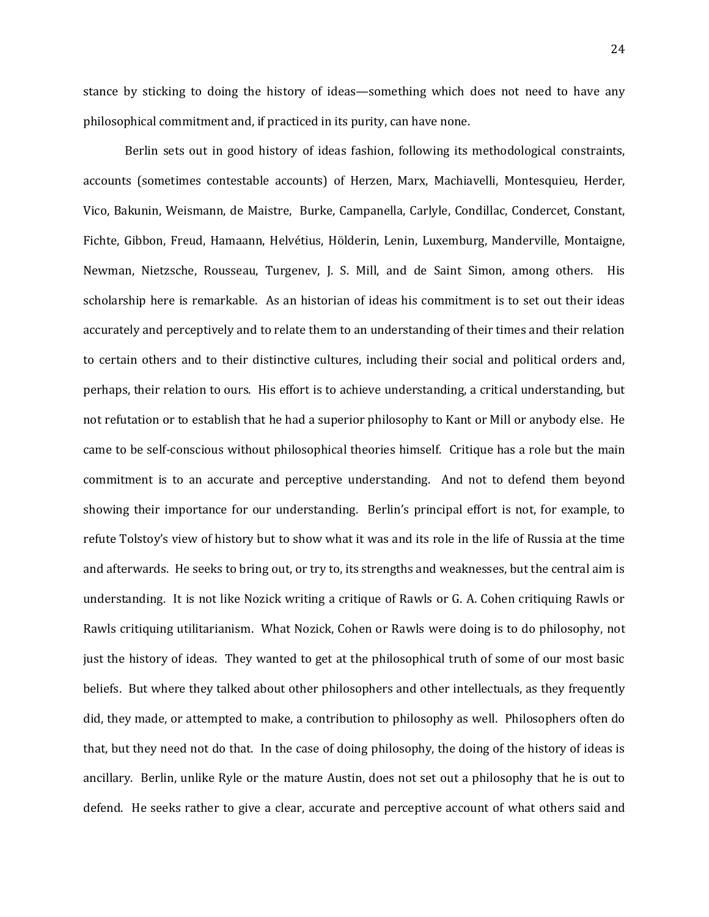stance by sticking to doing the history of ideas—something which does not need to have any philosophical commitment and, if practiced in its purity, can have none.

Berlin sets out in good history of ideas fashion, following its methodological constraints, accounts (sometimes contestable accounts) of Herzen, Marx, Machiavelli, Montesquieu, Herder, Vico, Bakunin, Weismann, de Maistre, Burke, Campanella, Carlyle, Condillac, Condercet, Constant, Fichte, Gibbon, Freud, Hamaann, Helvétius, Hölderin, Lenin, Luxemburg, Manderville, Montaigne, Newman, Nietzsche, Rousseau, Turgenev, J. S. Mill, and de Saint Simon, among others. His scholarship here is remarkable. As an historian of ideas his commitment is to set out their ideas accurately and perceptively and to relate them to an understanding of their times and their relation to certain others and to their distinctive cultures, including their social and political orders and, perhaps, their relation to ours. His effort is to achieve understanding, a critical understanding, but not refutation or to establish that he had a superior philosophy to Kant or Mill or anybody else. He came to be self-conscious without philosophical theories himself. Critique has a role but the main commitment is to an accurate and perceptive understanding. And not to defend them beyond showing their importance for our understanding. Berlin's principal effort is not, for example, to refute Tolstoy's view of history but to show what it was and its role in the life of Russia at the time and afterwards. He seeks to bring out, or try to, its strengths and weaknesses, but the central aim is understanding. It is not like Nozick writing a critique of Rawls or G. A. Cohen critiquing Rawls or Rawls critiquing utilitarianism. What Nozick, Cohen or Rawls were doing is to do philosophy, not just the history of ideas. They wanted to get at the philosophical truth of some of our most basic beliefs. But where they talked about other philosophers and other intellectuals, as they frequently did, they made, or attempted to make, a contribution to philosophy as well. Philosophers often do that, but they need not do that. In the case of doing philosophy, the doing of the history of ideas is ancillary. Berlin, unlike Ryle or the mature Austin, does not set out a philosophy that he is out to defend. He seeks rather to give a clear, accurate and perceptive account of what others said and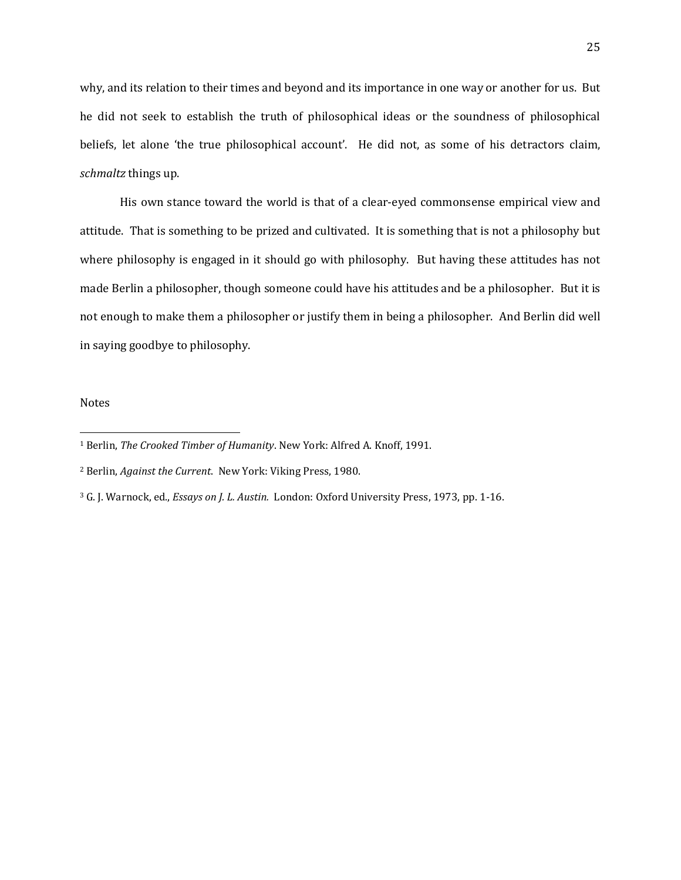why, and its relation to their times and beyond and its importance in one way or another for us. But he did not seek to establish the truth of philosophical ideas or the soundness of philosophical beliefs, let alone 'the true philosophical account'. He did not, as some of his detractors claim, *schmaltz* things up.

His own stance toward the world is that of a clear-eyed commonsense empirical view and attitude. That is something to be prized and cultivated. It is something that is not a philosophy but where philosophy is engaged in it should go with philosophy. But having these attitudes has not made Berlin a philosopher, though someone could have his attitudes and be a philosopher. But it is not enough to make them a philosopher or justify them in being a philosopher. And Berlin did well in saying goodbye to philosophy.

Notes

---

[1] Berlin, *The Crooked Timber of Humanity*. New York: Alfred A. Knoff, 1991.

[2] Berlin, *Against the Current*. New York: Viking Press, 1980.

[3] G. J. Warnock, ed., *Essays on J. L. Austin.* London: Oxford University Press, 1973, pp. 1-16.